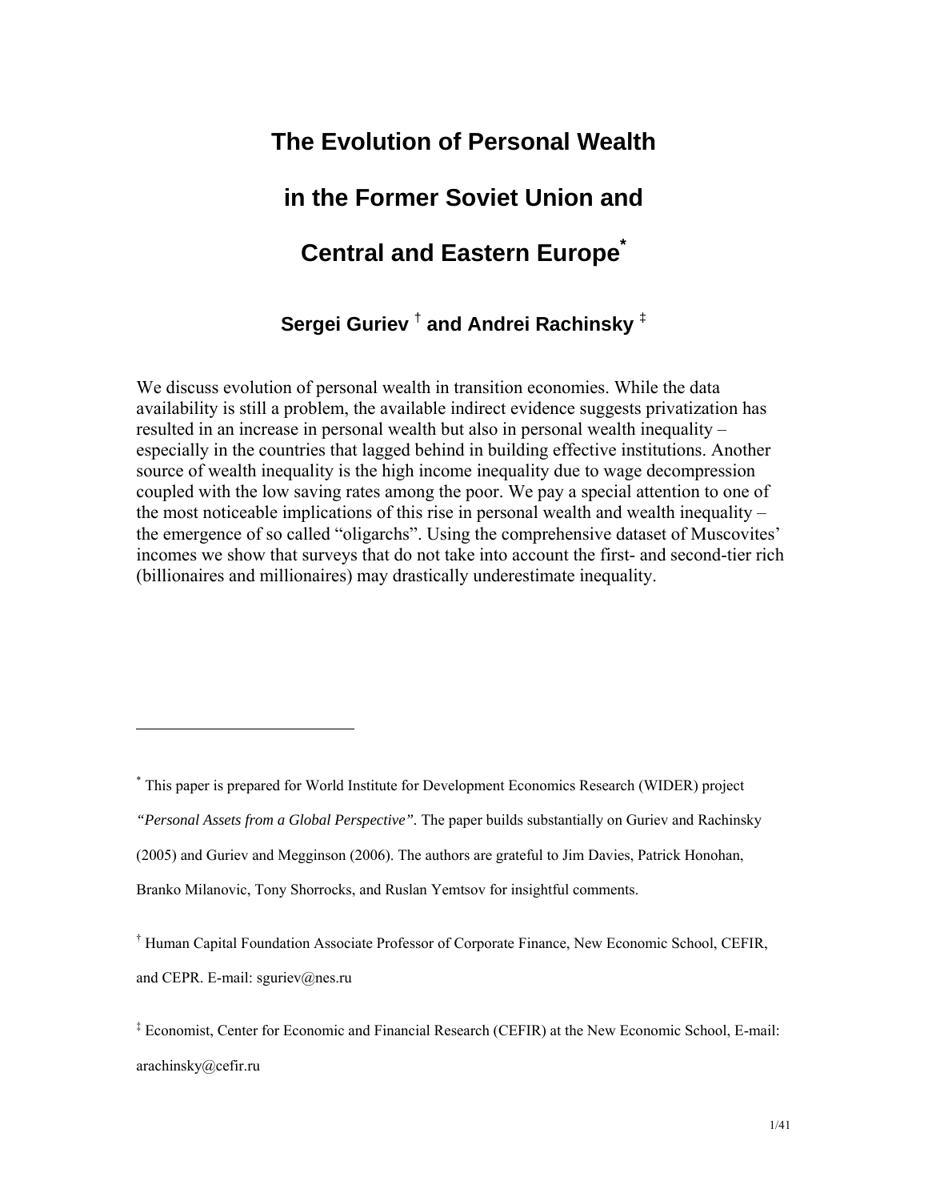# The Evolution of Personal Wealth in the Former Soviet Union and Central and Eastern Europe[*]

**Sergei Guriev [†] and Andrei Rachinsky [‡]**

We discuss evolution of personal wealth in transition economies. While the data availability is still a problem, the available indirect evidence suggests privatization has resulted in an increase in personal wealth but also in personal wealth inequality – especially in the countries that lagged behind in building effective institutions. Another source of wealth inequality is the high income inequality due to wage decompression coupled with the low saving rates among the poor. We pay a special attention to one of the most noticeable implications of this rise in personal wealth and wealth inequality – the emergence of so called "oligarchs". Using the comprehensive dataset of Muscovites' incomes we show that surveys that do not take into account the first- and second-tier rich (billionaires and millionaires) may drastically underestimate inequality.

---

[*] This paper is prepared for World Institute for Development Economics Research (WIDER) project *"Personal Assets from a Global Perspective".* The paper builds substantially on Guriev and Rachinsky (2005) and Guriev and Megginson (2006). The authors are grateful to Jim Davies, Patrick Honohan, Branko Milanovic, Tony Shorrocks, and Ruslan Yemtsov for insightful comments.

[†] Human Capital Foundation Associate Professor of Corporate Finance, New Economic School, CEFIR, and CEPR. E-mail: sguriev@nes.ru

[‡] Economist, Center for Economic and Financial Research (CEFIR) at the New Economic School, E-mail: arachinsky@cefir.ru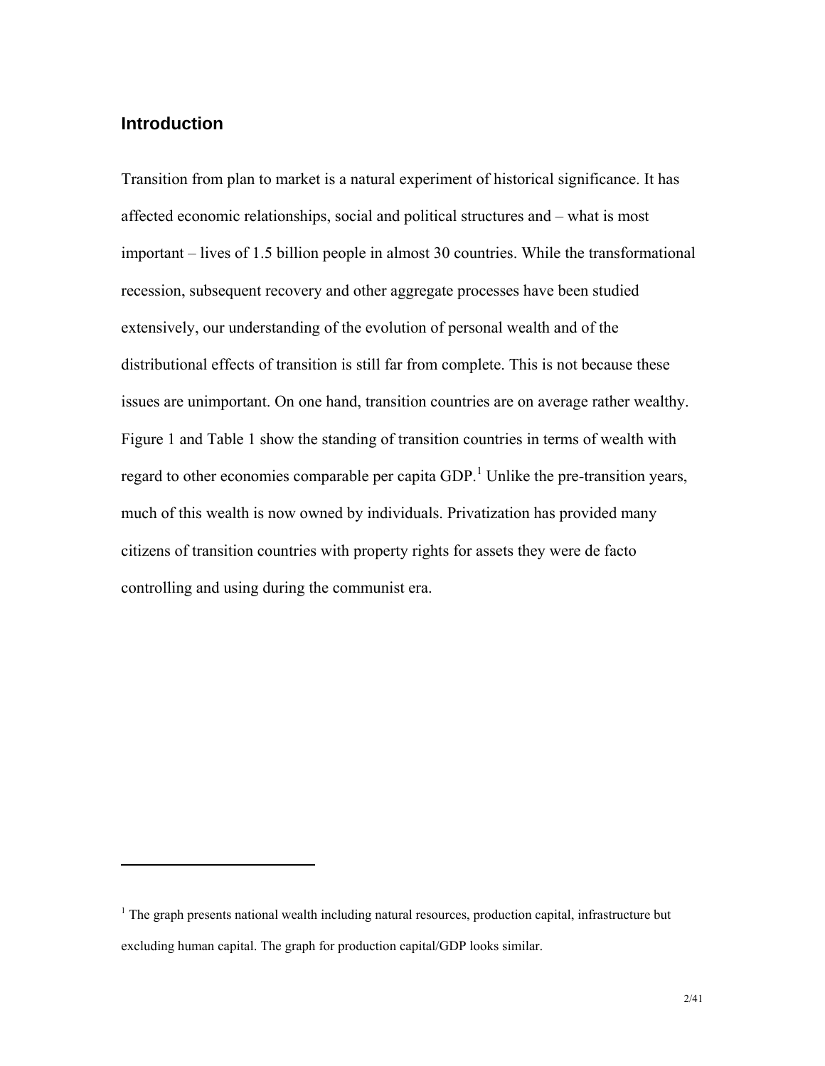## Introduction

Transition from plan to market is a natural experiment of historical significance. It has affected economic relationships, social and political structures and – what is most important – lives of 1.5 billion people in almost 30 countries. While the transformational recession, subsequent recovery and other aggregate processes have been studied extensively, our understanding of the evolution of personal wealth and of the distributional effects of transition is still far from complete. This is not because these issues are unimportant. On one hand, transition countries are on average rather wealthy. Figure 1 and Table 1 show the standing of transition countries in terms of wealth with regard to other economies comparable per capita GDP.[1] Unlike the pre-transition years, much of this wealth is now owned by individuals. Privatization has provided many citizens of transition countries with property rights for assets they were de facto controlling and using during the communist era.

---

[1] The graph presents national wealth including natural resources, production capital, infrastructure but excluding human capital. The graph for production capital/GDP looks similar.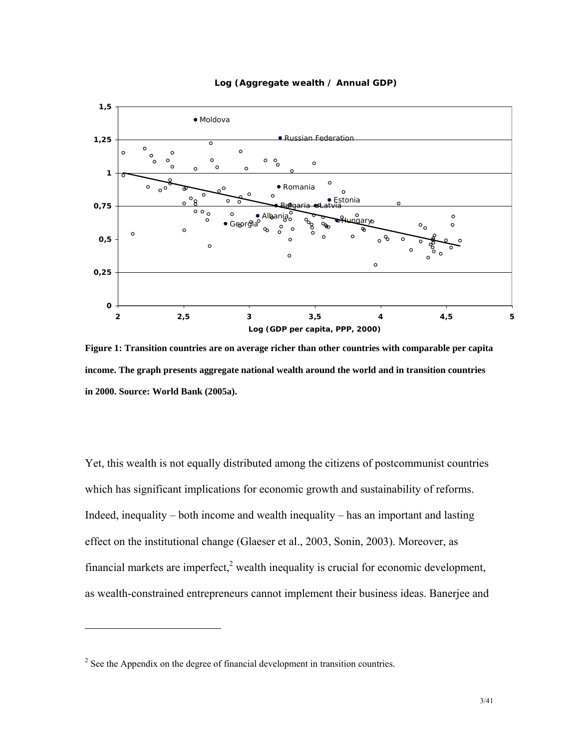**Figure 1: Transition countries are on average richer than other countries with comparable per capita income. The graph presents aggregate national wealth around the world and in transition countries in 2000. Source: World Bank (2005a).**

Yet, this wealth is not equally distributed among the citizens of postcommunist countries which has significant implications for economic growth and sustainability of reforms. Indeed, inequality – both income and wealth inequality – has an important and lasting effect on the institutional change (Glaeser et al., 2003, Sonin, 2003). Moreover, as financial markets are imperfect,[2] wealth inequality is crucial for economic development, as wealth-constrained entrepreneurs cannot implement their business ideas. Banerjee and

[2] See the Appendix on the degree of financial development in transition countries.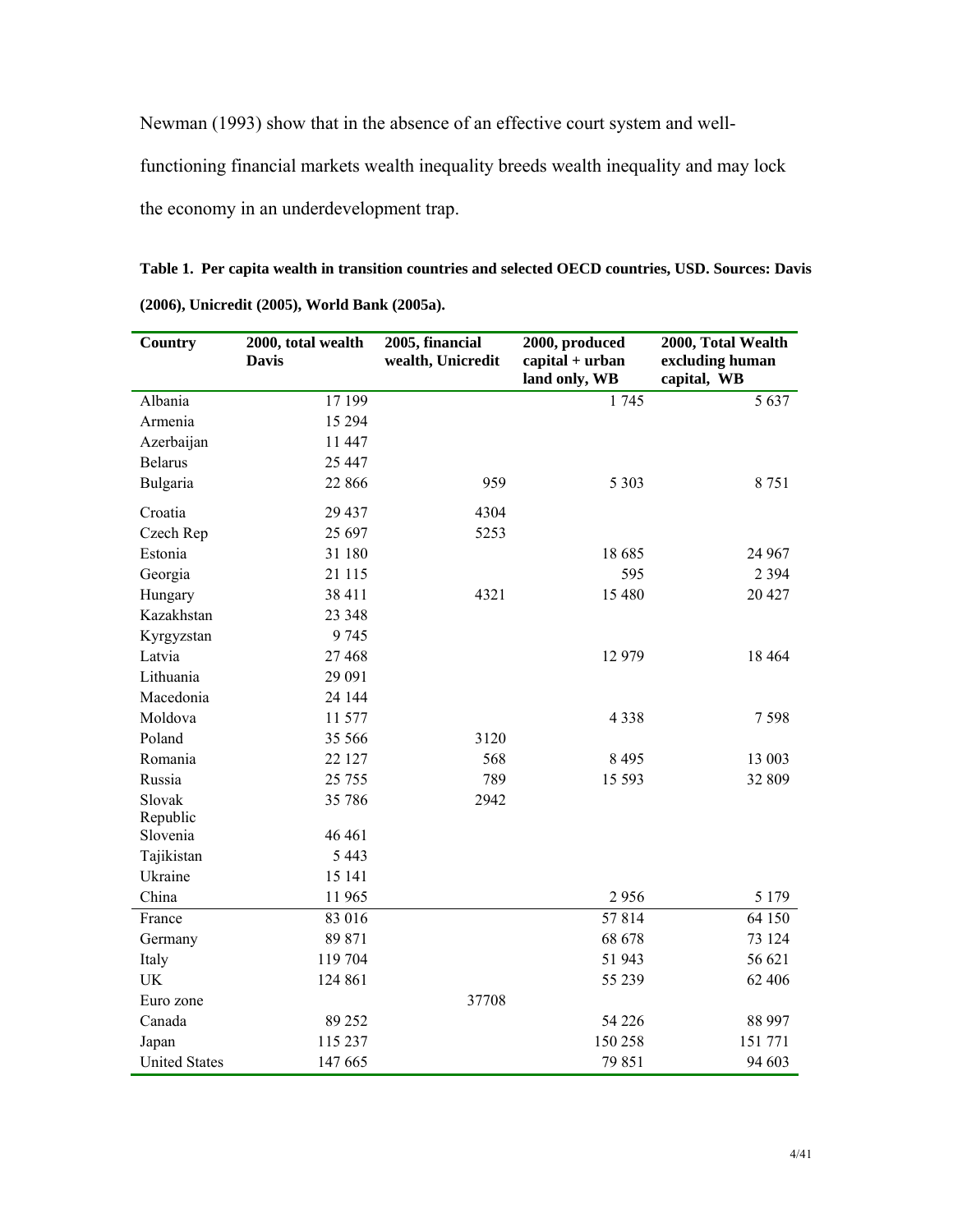Newman (1993) show that in the absence of an effective court system and well-functioning financial markets wealth inequality breeds wealth inequality and may lock the economy in an underdevelopment trap.

**Table 1. Per capita wealth in transition countries and selected OECD countries, USD. Sources: Davis (2006), Unicredit (2005), World Bank (2005a).**

| Country | 2000, total wealth Davis | 2005, financial wealth, Unicredit | 2000, produced capital + urban land only, WB | 2000, Total Wealth excluding human capital, WB |
|---|---|---|---|---|
| Albania | 17 199 | | 1 745 | 5 637 |
| Armenia | 15 294 | | | |
| Azerbaijan | 11 447 | | | |
| Belarus | 25 447 | | | |
| Bulgaria | 22 866 | 959 | 5 303 | 8 751 |
| Croatia | 29 437 | 4304 | | |
| Czech Rep | 25 697 | 5253 | | |
| Estonia | 31 180 | | 18 685 | 24 967 |
| Georgia | 21 115 | | 595 | 2 394 |
| Hungary | 38 411 | 4321 | 15 480 | 20 427 |
| Kazakhstan | 23 348 | | | |
| Kyrgyzstan | 9 745 | | | |
| Latvia | 27 468 | | 12 979 | 18 464 |
| Lithuania | 29 091 | | | |
| Macedonia | 24 144 | | | |
| Moldova | 11 577 | | 4 338 | 7 598 |
| Poland | 35 566 | 3120 | | |
| Romania | 22 127 | 568 | 8 495 | 13 003 |
| Russia | 25 755 | 789 | 15 593 | 32 809 |
| Slovak Republic | 35 786 | 2942 | | |
| Slovenia | 46 461 | | | |
| Tajikistan | 5 443 | | | |
| Ukraine | 15 141 | | | |
| China | 11 965 | | 2 956 | 5 179 |
| France | 83 016 | | 57 814 | 64 150 |
| Germany | 89 871 | | 68 678 | 73 124 |
| Italy | 119 704 | | 51 943 | 56 621 |
| UK | 124 861 | | 55 239 | 62 406 |
| Euro zone | | 37708 | | |
| Canada | 89 252 | | 54 226 | 88 997 |
| Japan | 115 237 | | 150 258 | 151 771 |
| United States | 147 665 | | 79 851 | 94 603 |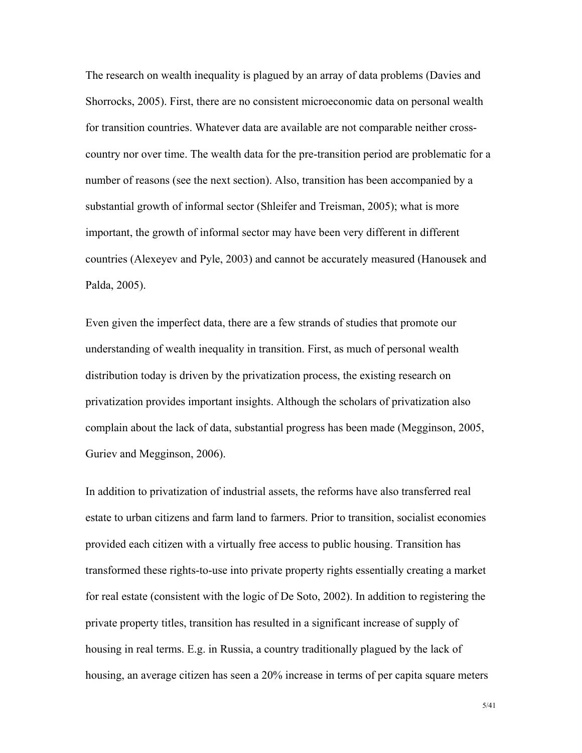The research on wealth inequality is plagued by an array of data problems (Davies and Shorrocks, 2005). First, there are no consistent microeconomic data on personal wealth for transition countries. Whatever data are available are not comparable neither cross-country nor over time. The wealth data for the pre-transition period are problematic for a number of reasons (see the next section). Also, transition has been accompanied by a substantial growth of informal sector (Shleifer and Treisman, 2005); what is more important, the growth of informal sector may have been very different in different countries (Alexeyev and Pyle, 2003) and cannot be accurately measured (Hanousek and Palda, 2005).

Even given the imperfect data, there are a few strands of studies that promote our understanding of wealth inequality in transition. First, as much of personal wealth distribution today is driven by the privatization process, the existing research on privatization provides important insights. Although the scholars of privatization also complain about the lack of data, substantial progress has been made (Megginson, 2005, Guriev and Megginson, 2006).

In addition to privatization of industrial assets, the reforms have also transferred real estate to urban citizens and farm land to farmers. Prior to transition, socialist economies provided each citizen with a virtually free access to public housing. Transition has transformed these rights-to-use into private property rights essentially creating a market for real estate (consistent with the logic of De Soto, 2002). In addition to registering the private property titles, transition has resulted in a significant increase of supply of housing in real terms. E.g. in Russia, a country traditionally plagued by the lack of housing, an average citizen has seen a 20% increase in terms of per capita square meters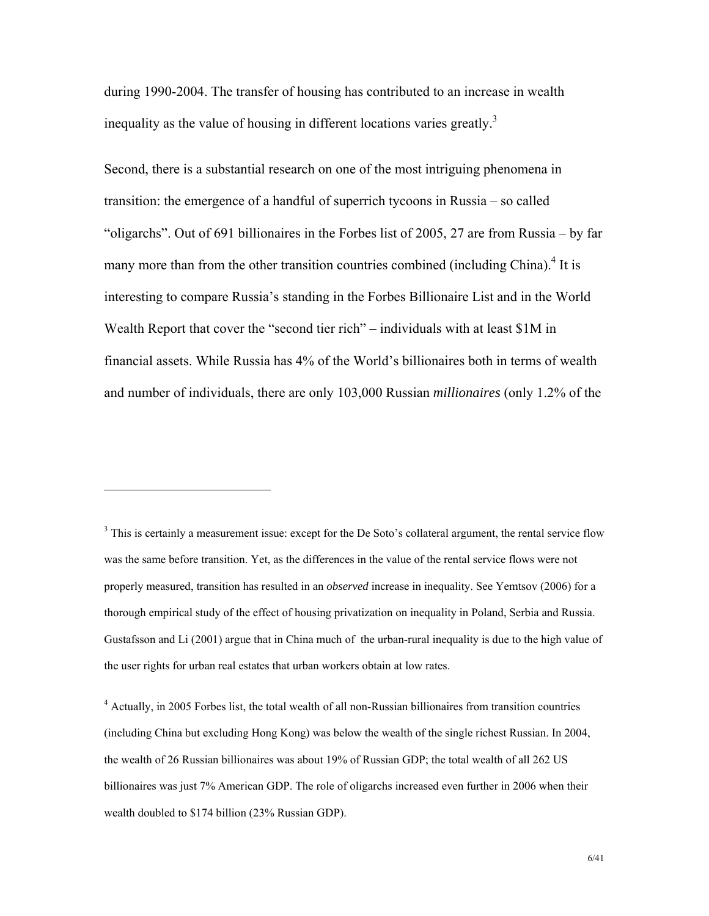during 1990-2004. The transfer of housing has contributed to an increase in wealth inequality as the value of housing in different locations varies greatly.[3]

Second, there is a substantial research on one of the most intriguing phenomena in transition: the emergence of a handful of superrich tycoons in Russia – so called "oligarchs". Out of 691 billionaires in the Forbes list of 2005, 27 are from Russia – by far many more than from the other transition countries combined (including China).[4] It is interesting to compare Russia's standing in the Forbes Billionaire List and in the World Wealth Report that cover the "second tier rich" – individuals with at least $1M in financial assets. While Russia has 4% of the World's billionaires both in terms of wealth and number of individuals, there are only 103,000 Russian *millionaires* (only 1.2% of the

---

[3] This is certainly a measurement issue: except for the De Soto's collateral argument, the rental service flow was the same before transition. Yet, as the differences in the value of the rental service flows were not properly measured, transition has resulted in an *observed* increase in inequality. See Yemtsov (2006) for a thorough empirical study of the effect of housing privatization on inequality in Poland, Serbia and Russia. Gustafsson and Li (2001) argue that in China much of the urban-rural inequality is due to the high value of the user rights for urban real estates that urban workers obtain at low rates.

[4] Actually, in 2005 Forbes list, the total wealth of all non-Russian billionaires from transition countries (including China but excluding Hong Kong) was below the wealth of the single richest Russian. In 2004, the wealth of 26 Russian billionaires was about 19% of Russian GDP; the total wealth of all 262 US billionaires was just 7% American GDP. The role of oligarchs increased even further in 2006 when their wealth doubled to $174 billion (23% Russian GDP).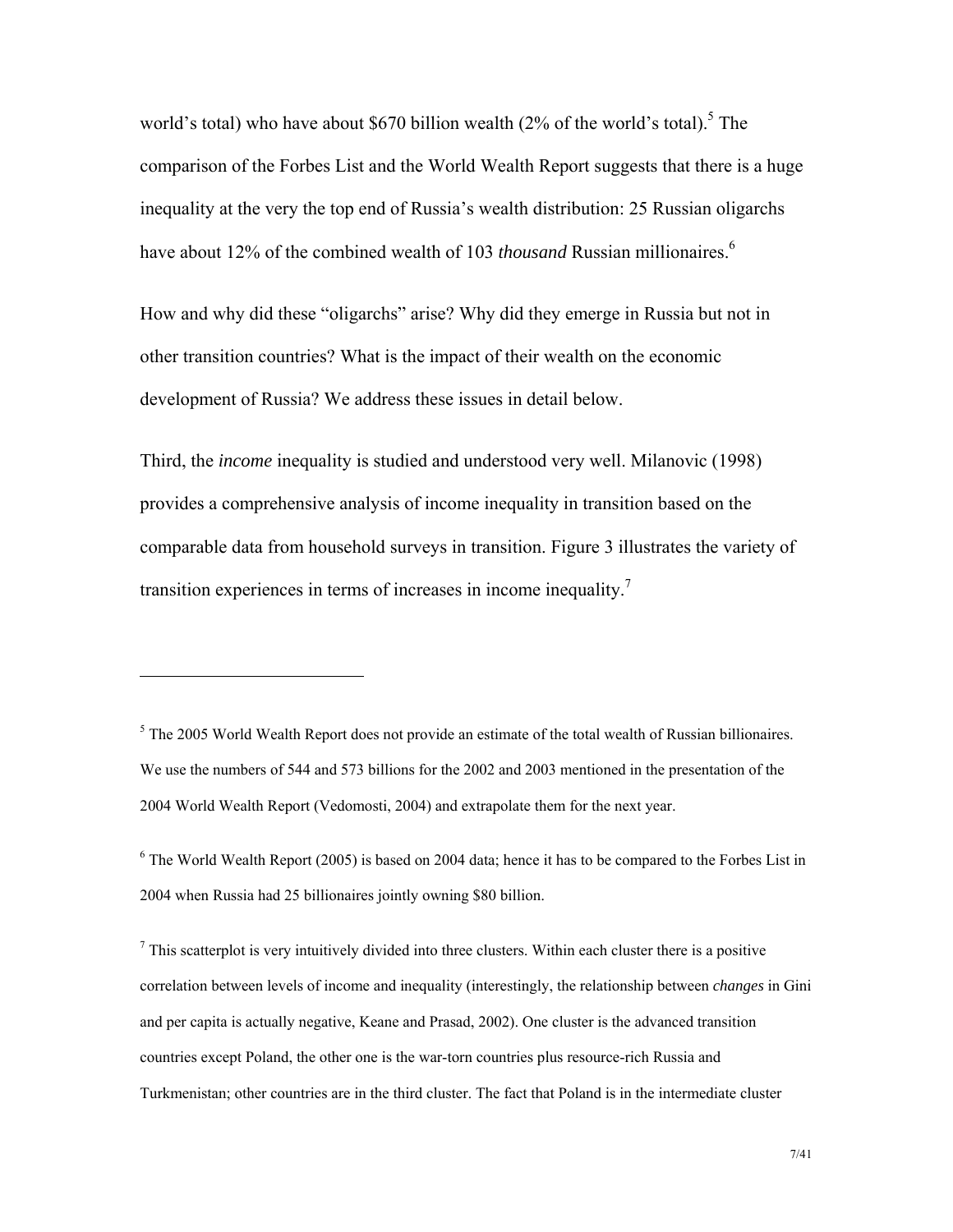world's total) who have about $670 billion wealth (2% of the world's total).[5] The comparison of the Forbes List and the World Wealth Report suggests that there is a huge inequality at the very the top end of Russia's wealth distribution: 25 Russian oligarchs have about 12% of the combined wealth of 103 *thousand* Russian millionaires.[6]

How and why did these "oligarchs" arise? Why did they emerge in Russia but not in other transition countries? What is the impact of their wealth on the economic development of Russia? We address these issues in detail below.

Third, the *income* inequality is studied and understood very well. Milanovic (1998) provides a comprehensive analysis of income inequality in transition based on the comparable data from household surveys in transition. Figure 3 illustrates the variety of transition experiences in terms of increases in income inequality.[7]

---

[5] The 2005 World Wealth Report does not provide an estimate of the total wealth of Russian billionaires. We use the numbers of 544 and 573 billions for the 2002 and 2003 mentioned in the presentation of the 2004 World Wealth Report (Vedomosti, 2004) and extrapolate them for the next year.

[6] The World Wealth Report (2005) is based on 2004 data; hence it has to be compared to the Forbes List in 2004 when Russia had 25 billionaires jointly owning $80 billion.

[7] This scatterplot is very intuitively divided into three clusters. Within each cluster there is a positive correlation between levels of income and inequality (interestingly, the relationship between *changes* in Gini and per capita is actually negative, Keane and Prasad, 2002). One cluster is the advanced transition countries except Poland, the other one is the war-torn countries plus resource-rich Russia and Turkmenistan; other countries are in the third cluster. The fact that Poland is in the intermediate cluster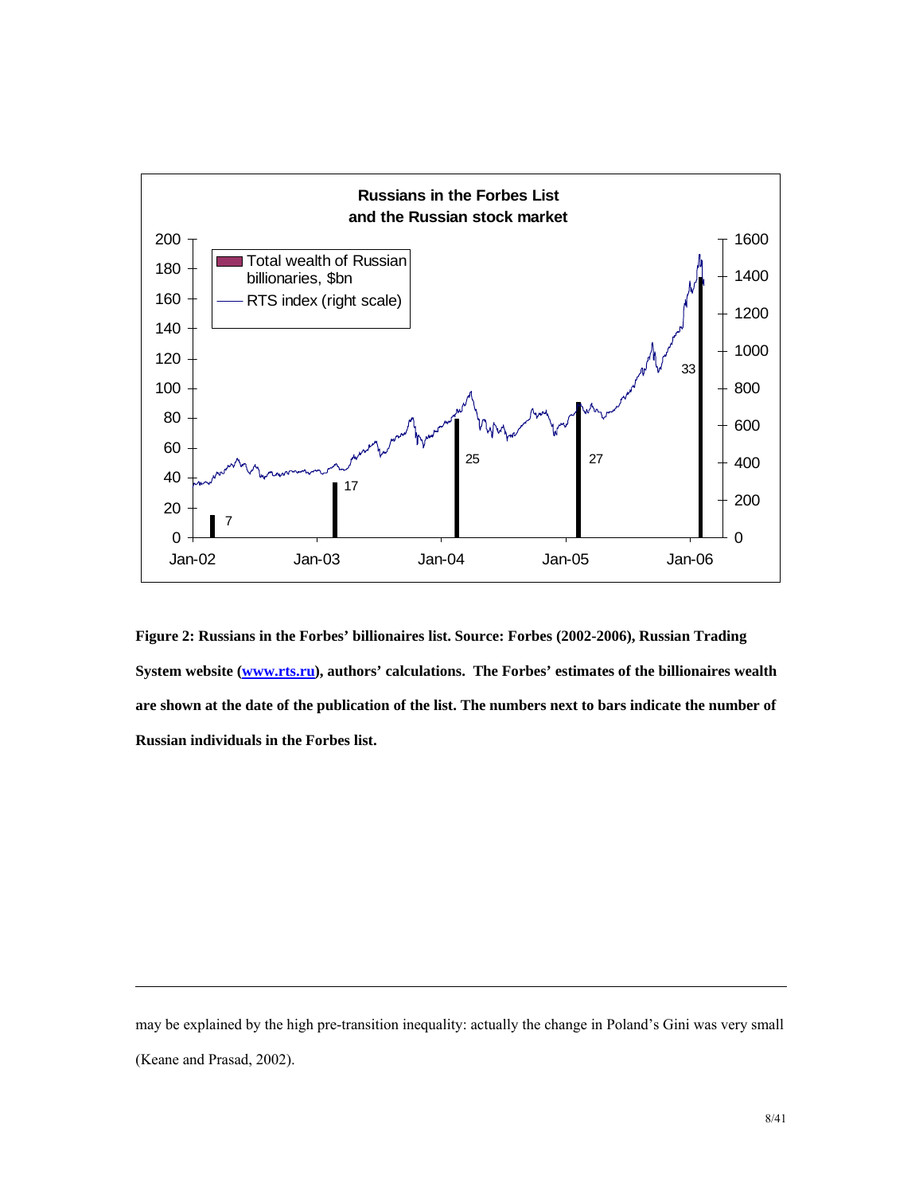**Figure 2: Russians in the Forbes' billionaires list. Source: Forbes (2002-2006), Russian Trading System website ([www.rts.ru](http://www.rts.ru)), authors' calculations. The Forbes' estimates of the billionaires wealth are shown at the date of the publication of the list. The numbers next to bars indicate the number of Russian individuals in the Forbes list.**

may be explained by the high pre-transition inequality: actually the change in Poland's Gini was very small (Keane and Prasad, 2002).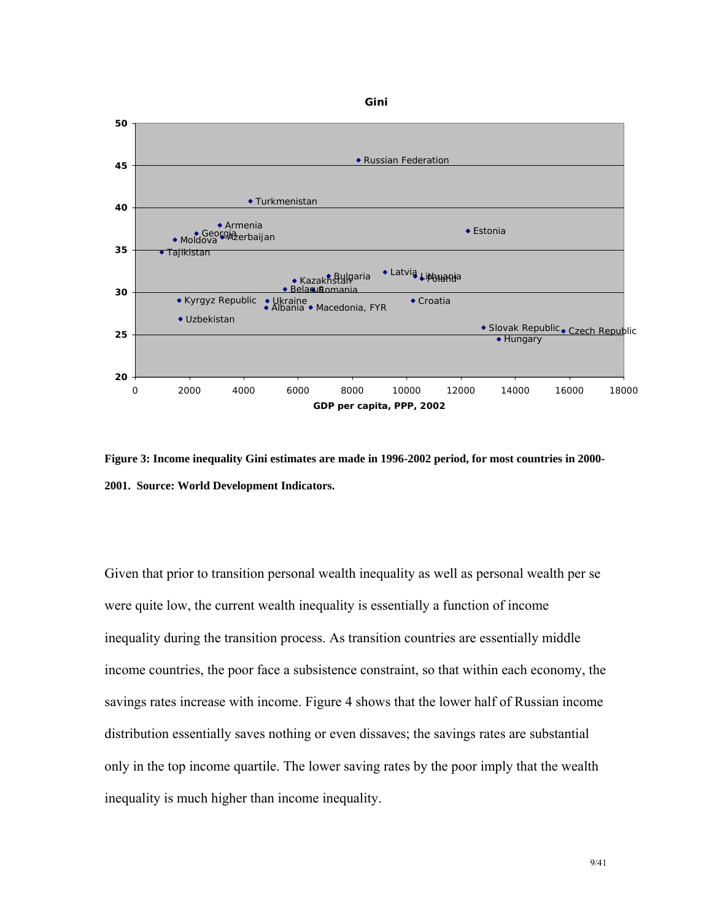**Figure 3: Income inequality Gini estimates are made in 1996-2002 period, for most countries in 2000-2001. Source: World Development Indicators.**

Given that prior to transition personal wealth inequality as well as personal wealth per se were quite low, the current wealth inequality is essentially a function of income inequality during the transition process. As transition countries are essentially middle income countries, the poor face a subsistence constraint, so that within each economy, the savings rates increase with income. Figure 4 shows that the lower half of Russian income distribution essentially saves nothing or even dissaves; the savings rates are substantial only in the top income quartile. The lower saving rates by the poor imply that the wealth inequality is much higher than income inequality.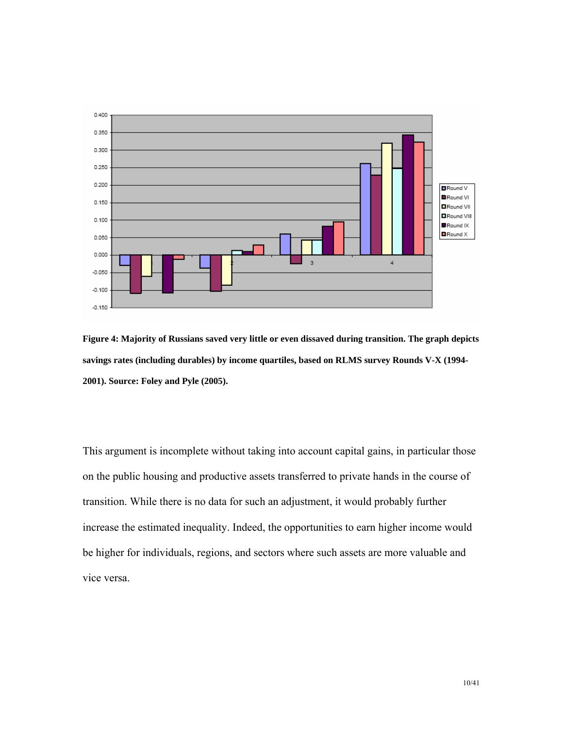**Figure 4: Majority of Russians saved very little or even dissaved during transition. The graph depicts savings rates (including durables) by income quartiles, based on RLMS survey Rounds V-X (1994-2001). Source: Foley and Pyle (2005).**

This argument is incomplete without taking into account capital gains, in particular those on the public housing and productive assets transferred to private hands in the course of transition. While there is no data for such an adjustment, it would probably further increase the estimated inequality. Indeed, the opportunities to earn higher income would be higher for individuals, regions, and sectors where such assets are more valuable and vice versa.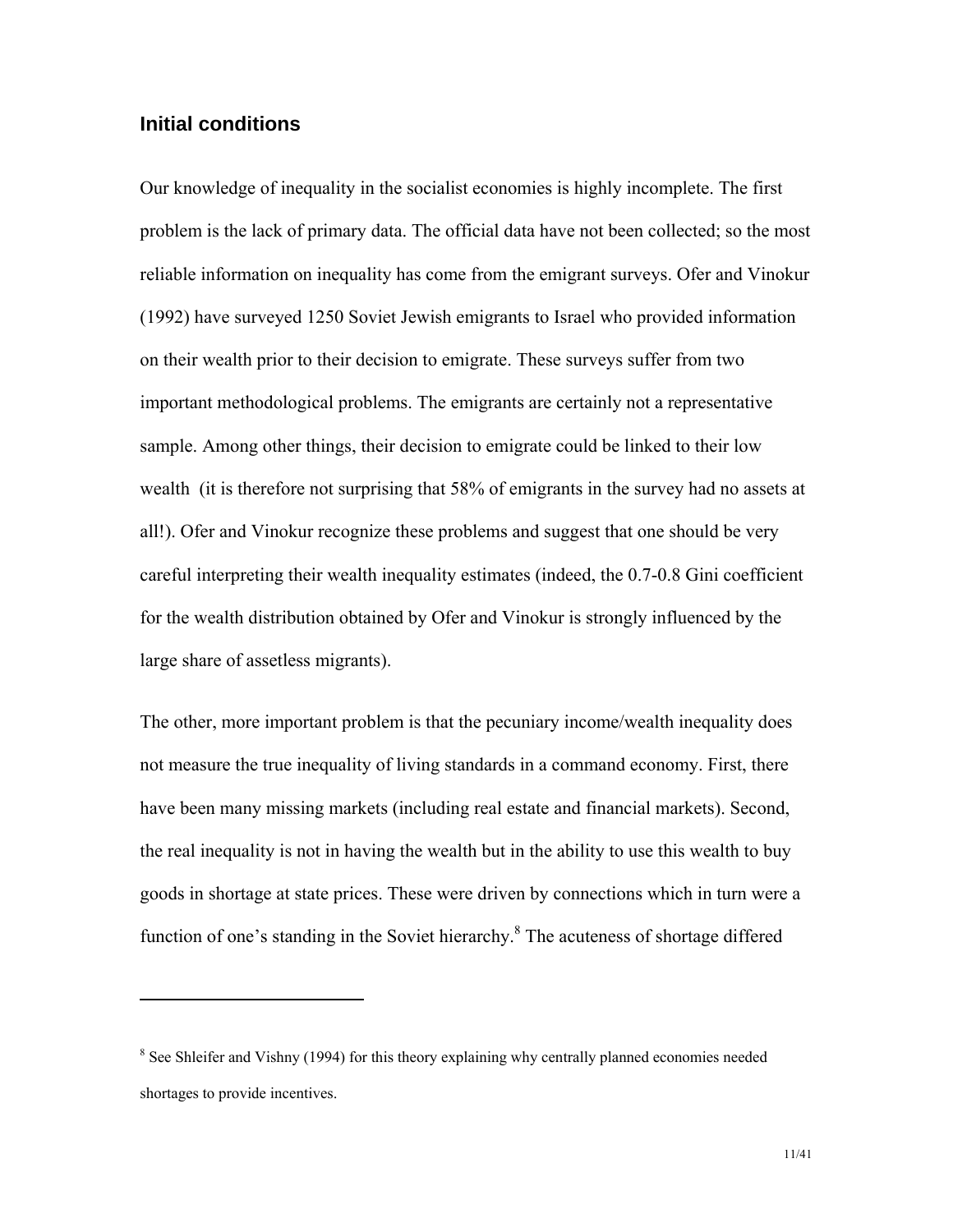## Initial conditions

Our knowledge of inequality in the socialist economies is highly incomplete. The first problem is the lack of primary data. The official data have not been collected; so the most reliable information on inequality has come from the emigrant surveys. Ofer and Vinokur (1992) have surveyed 1250 Soviet Jewish emigrants to Israel who provided information on their wealth prior to their decision to emigrate. These surveys suffer from two important methodological problems. The emigrants are certainly not a representative sample. Among other things, their decision to emigrate could be linked to their low wealth (it is therefore not surprising that 58% of emigrants in the survey had no assets at all!). Ofer and Vinokur recognize these problems and suggest that one should be very careful interpreting their wealth inequality estimates (indeed, the 0.7-0.8 Gini coefficient for the wealth distribution obtained by Ofer and Vinokur is strongly influenced by the large share of assetless migrants).

The other, more important problem is that the pecuniary income/wealth inequality does not measure the true inequality of living standards in a command economy. First, there have been many missing markets (including real estate and financial markets). Second, the real inequality is not in having the wealth but in the ability to use this wealth to buy goods in shortage at state prices. These were driven by connections which in turn were a function of one's standing in the Soviet hierarchy.[8] The acuteness of shortage differed

---

[8] See Shleifer and Vishny (1994) for this theory explaining why centrally planned economies needed shortages to provide incentives.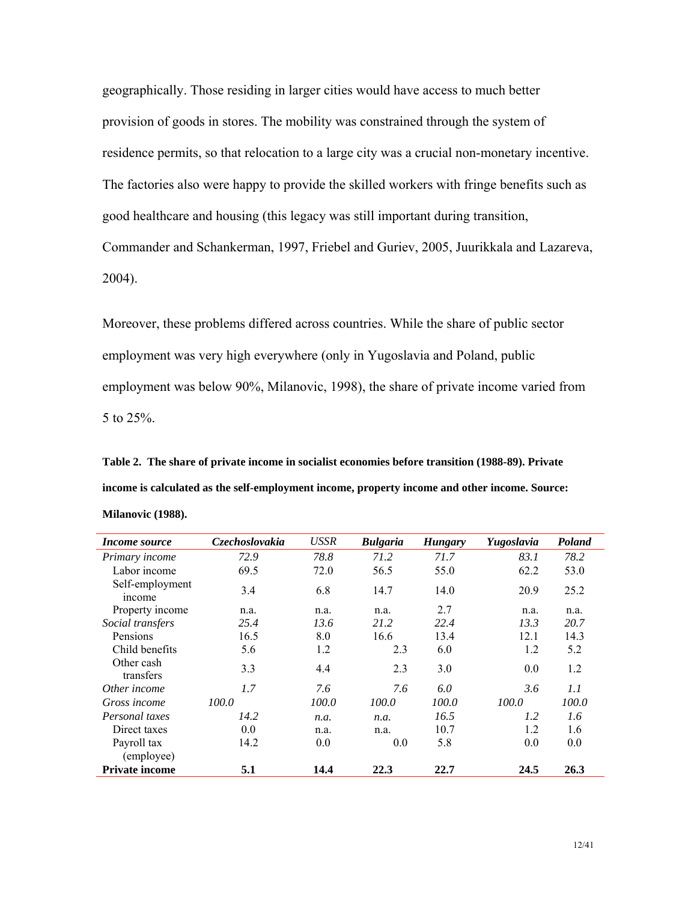geographically. Those residing in larger cities would have access to much better provision of goods in stores. The mobility was constrained through the system of residence permits, so that relocation to a large city was a crucial non-monetary incentive. The factories also were happy to provide the skilled workers with fringe benefits such as good healthcare and housing (this legacy was still important during transition, Commander and Schankerman, 1997, Friebel and Guriev, 2005, Juurikkala and Lazareva, 2004).

Moreover, these problems differed across countries. While the share of public sector employment was very high everywhere (only in Yugoslavia and Poland, public employment was below 90%, Milanovic, 1998), the share of private income varied from 5 to 25%.

**Table 2. The share of private income in socialist economies before transition (1988-89). Private income is calculated as the self-employment income, property income and other income. Source: Milanovic (1988).**

| *Income source* | *Czechoslovakia* | *USSR* | *Bulgaria* | *Hungary* | *Yugoslavia* | *Poland* |
|---|---|---|---|---|---|---|
| *Primary income* | *72.9* | *78.8* | *71.2* | *71.7* | *83.1* | *78.2* |
| Labor income | 69.5 | 72.0 | 56.5 | 55.0 | 62.2 | 53.0 |
| Self-employment income | 3.4 | 6.8 | 14.7 | 14.0 | 20.9 | 25.2 |
| Property income | n.a. | n.a. | n.a. | 2.7 | n.a. | n.a. |
| *Social transfers* | *25.4* | *13.6* | *21.2* | *22.4* | *13.3* | *20.7* |
| Pensions | 16.5 | 8.0 | 16.6 | 13.4 | 12.1 | 14.3 |
| Child benefits | 5.6 | 1.2 | 2.3 | 6.0 | 1.2 | 5.2 |
| Other cash transfers | 3.3 | 4.4 | 2.3 | 3.0 | 0.0 | 1.2 |
| *Other income* | *1.7* | *7.6* | *7.6* | *6.0* | *3.6* | *1.1* |
| *Gross income* | *100.0* | *100.0* | *100.0* | *100.0* | *100.0* | *100.0* |
| *Personal taxes* | *14.2* | *n.a.* | *n.a.* | *16.5* | *1.2* | *1.6* |
| Direct taxes | 0.0 | n.a. | n.a. | 10.7 | 1.2 | 1.6 |
| Payroll tax (employee) | 14.2 | 0.0 | 0.0 | 5.8 | 0.0 | 0.0 |
| **Private income** | **5.1** | **14.4** | **22.3** | **22.7** | **24.5** | **26.3** |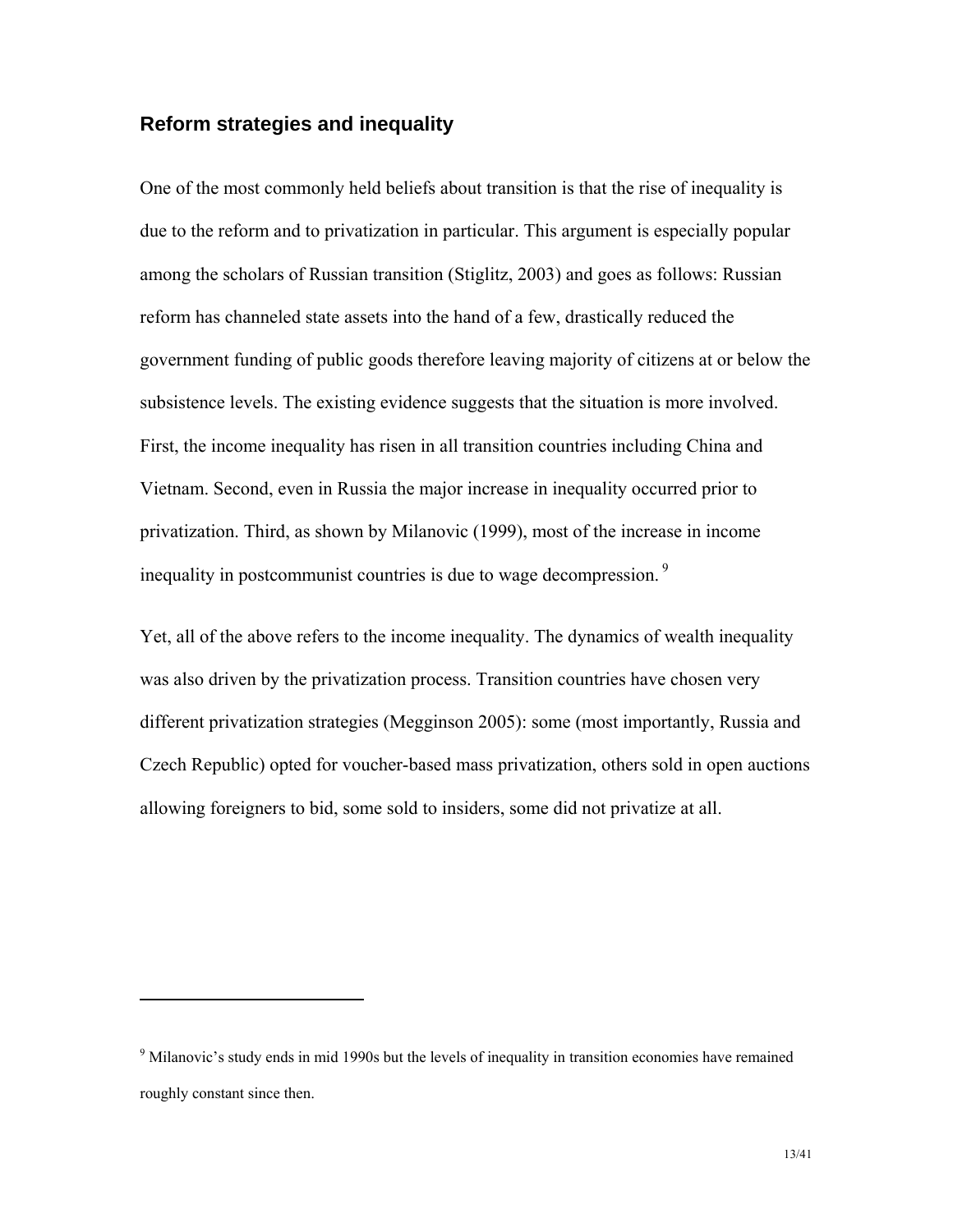## Reform strategies and inequality

One of the most commonly held beliefs about transition is that the rise of inequality is due to the reform and to privatization in particular. This argument is especially popular among the scholars of Russian transition (Stiglitz, 2003) and goes as follows: Russian reform has channeled state assets into the hand of a few, drastically reduced the government funding of public goods therefore leaving majority of citizens at or below the subsistence levels. The existing evidence suggests that the situation is more involved. First, the income inequality has risen in all transition countries including China and Vietnam. Second, even in Russia the major increase in inequality occurred prior to privatization. Third, as shown by Milanovic (1999), most of the increase in income inequality in postcommunist countries is due to wage decompression.[9]

Yet, all of the above refers to the income inequality. The dynamics of wealth inequality was also driven by the privatization process. Transition countries have chosen very different privatization strategies (Megginson 2005): some (most importantly, Russia and Czech Republic) opted for voucher-based mass privatization, others sold in open auctions allowing foreigners to bid, some sold to insiders, some did not privatize at all.

---

[9] Milanovic's study ends in mid 1990s but the levels of inequality in transition economies have remained roughly constant since then.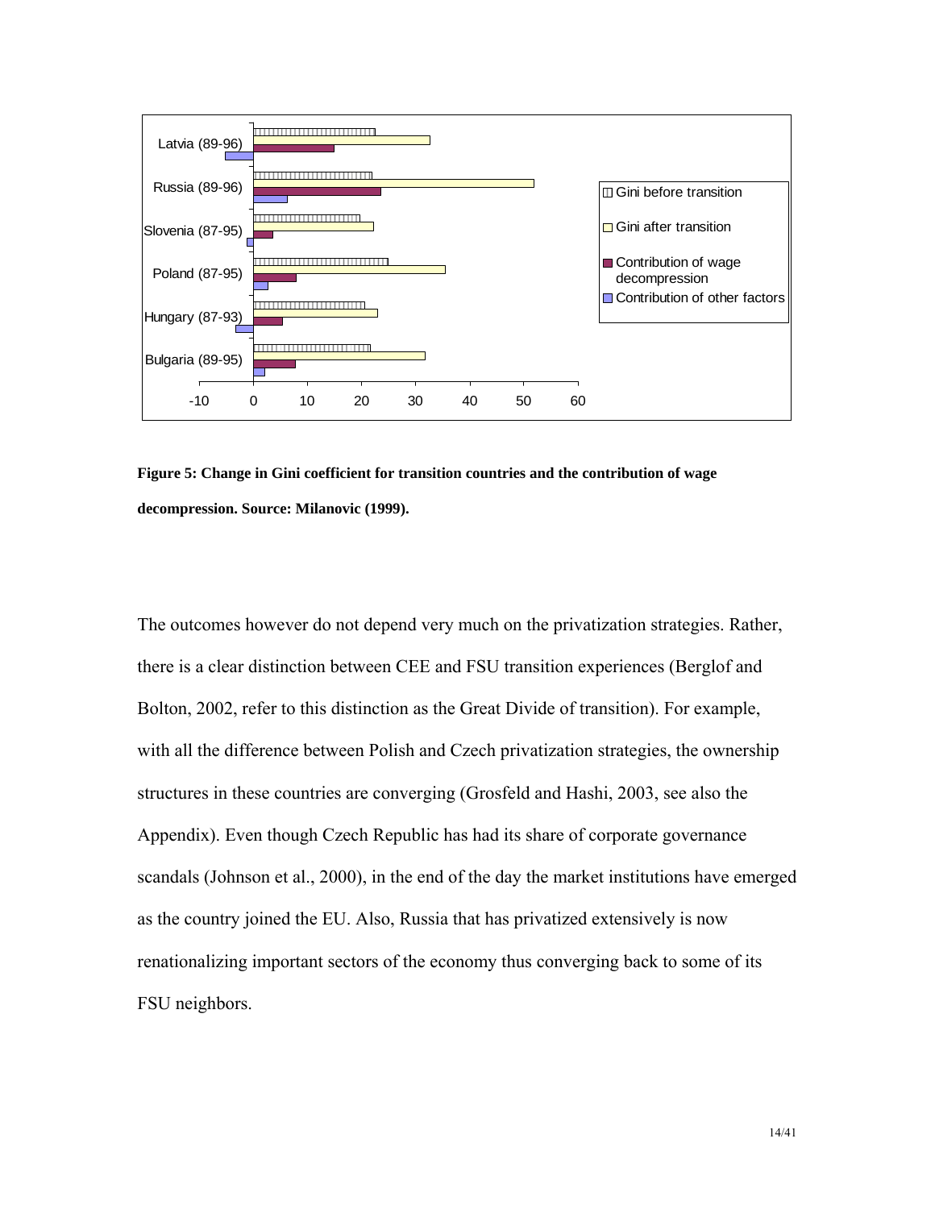**Figure 5: Change in Gini coefficient for transition countries and the contribution of wage decompression. Source: Milanovic (1999).**

The outcomes however do not depend very much on the privatization strategies. Rather, there is a clear distinction between CEE and FSU transition experiences (Berglof and Bolton, 2002, refer to this distinction as the Great Divide of transition). For example, with all the difference between Polish and Czech privatization strategies, the ownership structures in these countries are converging (Grosfeld and Hashi, 2003, see also the Appendix). Even though Czech Republic has had its share of corporate governance scandals (Johnson et al., 2000), in the end of the day the market institutions have emerged as the country joined the EU. Also, Russia that has privatized extensively is now renationalizing important sectors of the economy thus converging back to some of its FSU neighbors.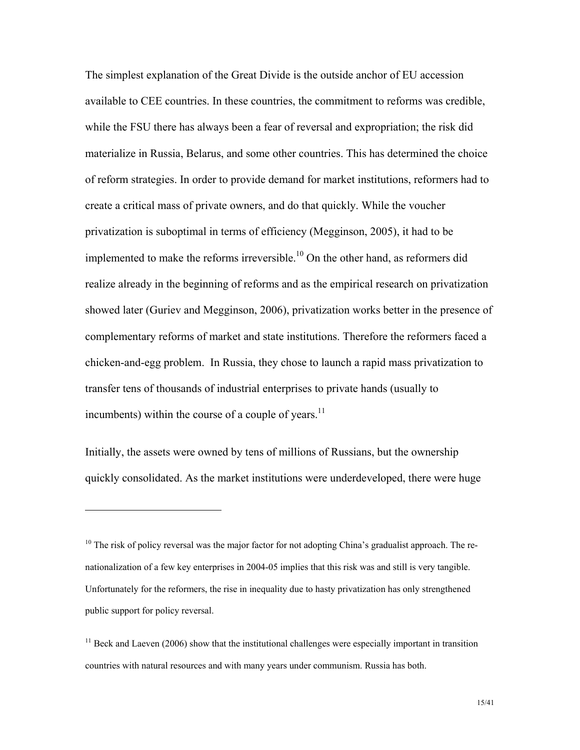The simplest explanation of the Great Divide is the outside anchor of EU accession available to CEE countries. In these countries, the commitment to reforms was credible, while the FSU there has always been a fear of reversal and expropriation; the risk did materialize in Russia, Belarus, and some other countries. This has determined the choice of reform strategies. In order to provide demand for market institutions, reformers had to create a critical mass of private owners, and do that quickly. While the voucher privatization is suboptimal in terms of efficiency (Megginson, 2005), it had to be implemented to make the reforms irreversible.[10] On the other hand, as reformers did realize already in the beginning of reforms and as the empirical research on privatization showed later (Guriev and Megginson, 2006), privatization works better in the presence of complementary reforms of market and state institutions. Therefore the reformers faced a chicken-and-egg problem. In Russia, they chose to launch a rapid mass privatization to transfer tens of thousands of industrial enterprises to private hands (usually to incumbents) within the course of a couple of years.[11]

Initially, the assets were owned by tens of millions of Russians, but the ownership quickly consolidated. As the market institutions were underdeveloped, there were huge

---

[10] The risk of policy reversal was the major factor for not adopting China's gradualist approach. The re-nationalization of a few key enterprises in 2004-05 implies that this risk was and still is very tangible. Unfortunately for the reformers, the rise in inequality due to hasty privatization has only strengthened public support for policy reversal.

[11] Beck and Laeven (2006) show that the institutional challenges were especially important in transition countries with natural resources and with many years under communism. Russia has both.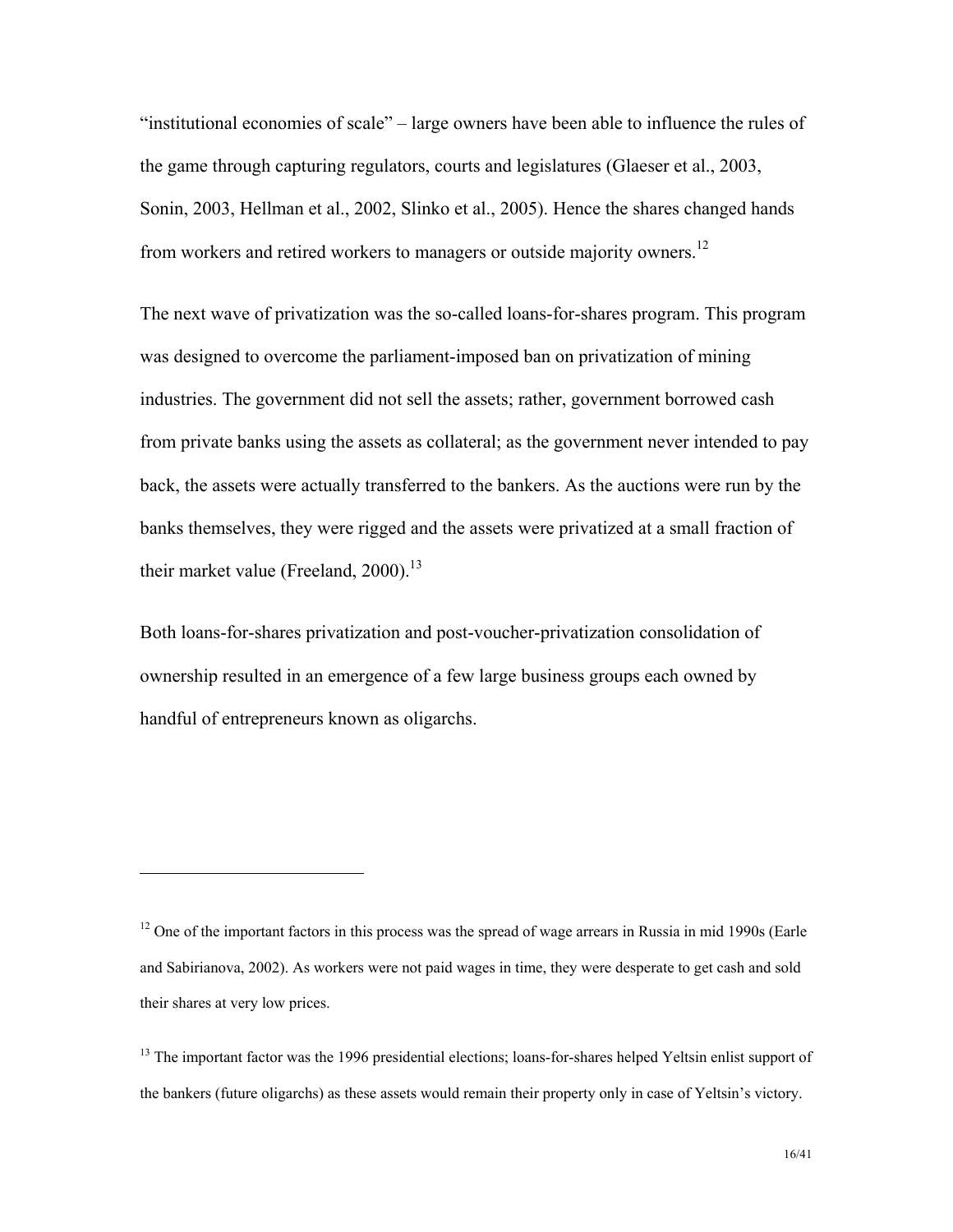"institutional economies of scale" – large owners have been able to influence the rules of the game through capturing regulators, courts and legislatures (Glaeser et al., 2003, Sonin, 2003, Hellman et al., 2002, Slinko et al., 2005). Hence the shares changed hands from workers and retired workers to managers or outside majority owners.[12]

The next wave of privatization was the so-called loans-for-shares program. This program was designed to overcome the parliament-imposed ban on privatization of mining industries. The government did not sell the assets; rather, government borrowed cash from private banks using the assets as collateral; as the government never intended to pay back, the assets were actually transferred to the bankers. As the auctions were run by the banks themselves, they were rigged and the assets were privatized at a small fraction of their market value (Freeland, 2000).[13]

Both loans-for-shares privatization and post-voucher-privatization consolidation of ownership resulted in an emergence of a few large business groups each owned by handful of entrepreneurs known as oligarchs.

---

[12] One of the important factors in this process was the spread of wage arrears in Russia in mid 1990s (Earle and Sabirianova, 2002). As workers were not paid wages in time, they were desperate to get cash and sold their shares at very low prices.

[13] The important factor was the 1996 presidential elections; loans-for-shares helped Yeltsin enlist support of the bankers (future oligarchs) as these assets would remain their property only in case of Yeltsin's victory.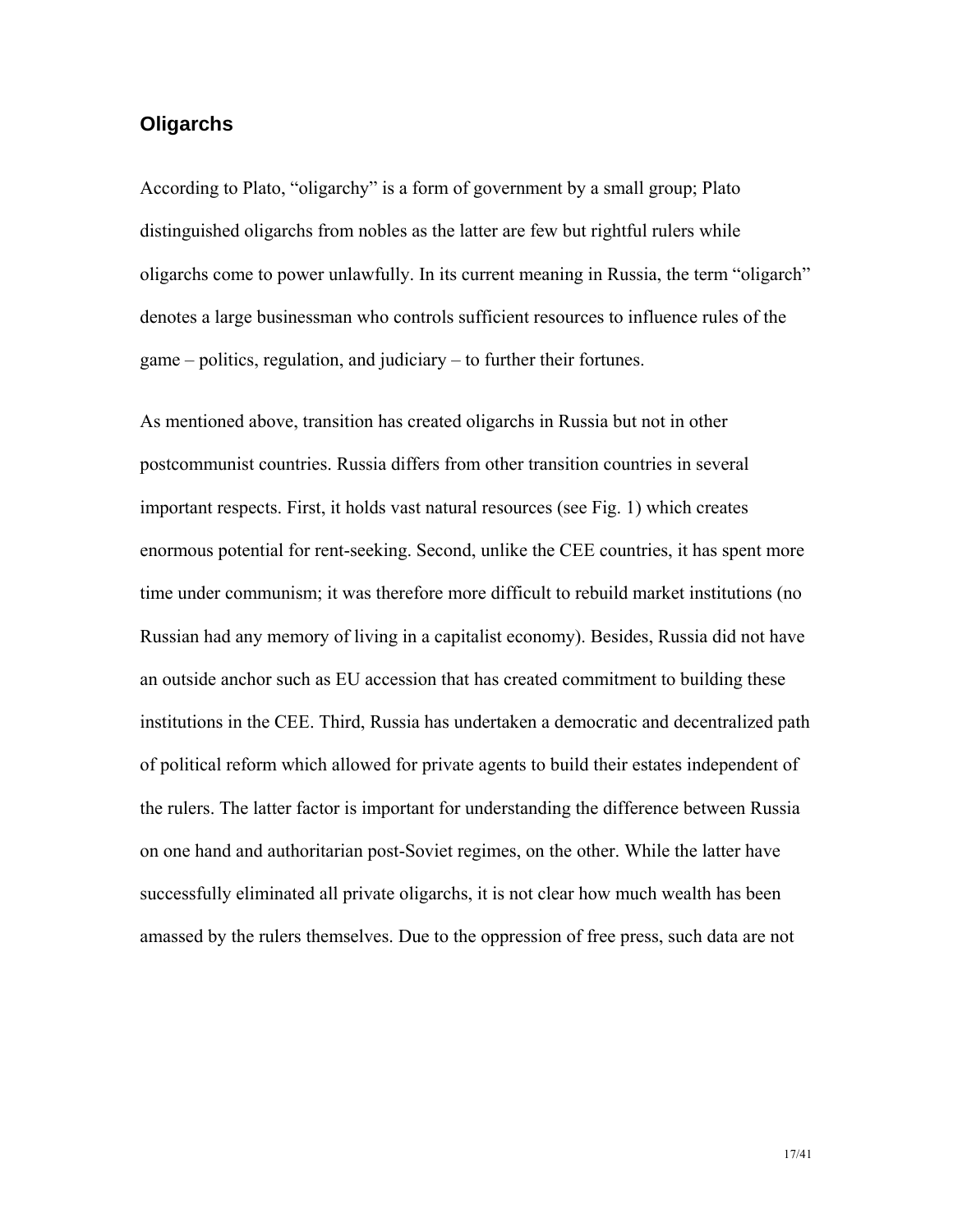## Oligarchs

According to Plato, "oligarchy" is a form of government by a small group; Plato distinguished oligarchs from nobles as the latter are few but rightful rulers while oligarchs come to power unlawfully. In its current meaning in Russia, the term "oligarch" denotes a large businessman who controls sufficient resources to influence rules of the game – politics, regulation, and judiciary – to further their fortunes.

As mentioned above, transition has created oligarchs in Russia but not in other postcommunist countries. Russia differs from other transition countries in several important respects. First, it holds vast natural resources (see Fig. 1) which creates enormous potential for rent-seeking. Second, unlike the CEE countries, it has spent more time under communism; it was therefore more difficult to rebuild market institutions (no Russian had any memory of living in a capitalist economy). Besides, Russia did not have an outside anchor such as EU accession that has created commitment to building these institutions in the CEE. Third, Russia has undertaken a democratic and decentralized path of political reform which allowed for private agents to build their estates independent of the rulers. The latter factor is important for understanding the difference between Russia on one hand and authoritarian post-Soviet regimes, on the other. While the latter have successfully eliminated all private oligarchs, it is not clear how much wealth has been amassed by the rulers themselves. Due to the oppression of free press, such data are not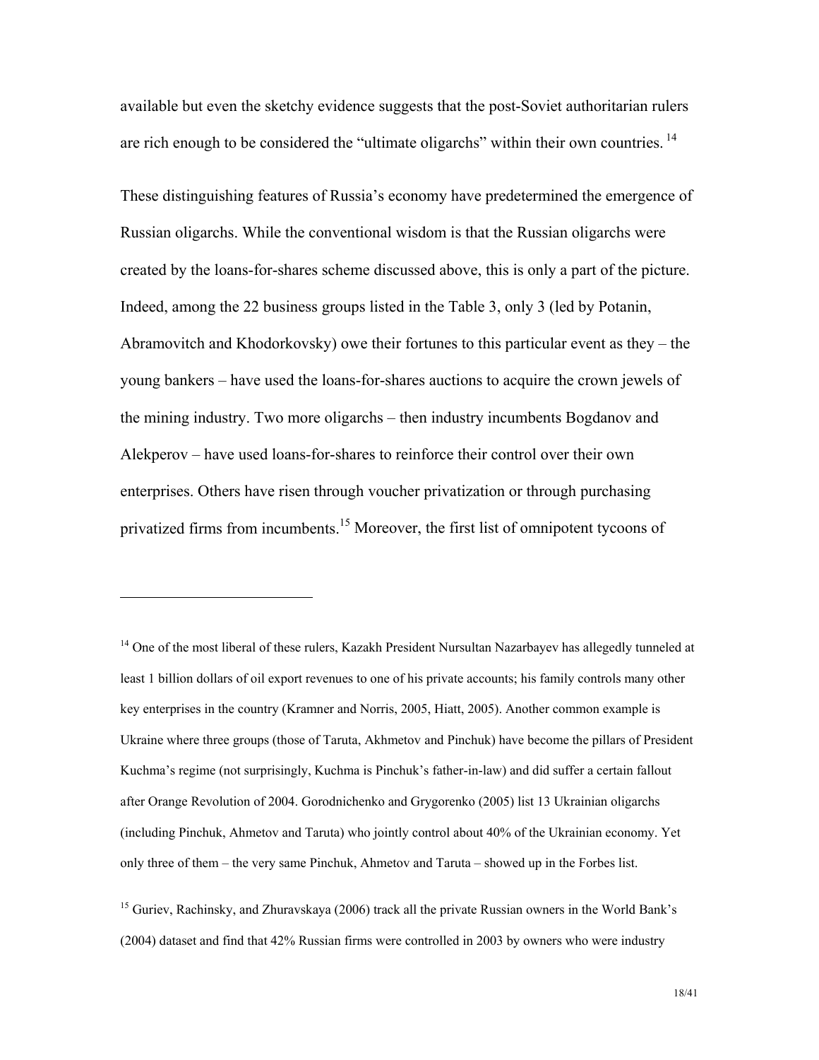available but even the sketchy evidence suggests that the post-Soviet authoritarian rulers are rich enough to be considered the "ultimate oligarchs" within their own countries. [14]

These distinguishing features of Russia's economy have predetermined the emergence of Russian oligarchs. While the conventional wisdom is that the Russian oligarchs were created by the loans-for-shares scheme discussed above, this is only a part of the picture. Indeed, among the 22 business groups listed in the Table 3, only 3 (led by Potanin, Abramovitch and Khodorkovsky) owe their fortunes to this particular event as they – the young bankers – have used the loans-for-shares auctions to acquire the crown jewels of the mining industry. Two more oligarchs – then industry incumbents Bogdanov and Alekperov – have used loans-for-shares to reinforce their control over their own enterprises. Others have risen through voucher privatization or through purchasing privatized firms from incumbents.[15] Moreover, the first list of omnipotent tycoons of

---

[14] One of the most liberal of these rulers, Kazakh President Nursultan Nazarbayev has allegedly tunneled at least 1 billion dollars of oil export revenues to one of his private accounts; his family controls many other key enterprises in the country (Kramner and Norris, 2005, Hiatt, 2005). Another common example is Ukraine where three groups (those of Taruta, Akhmetov and Pinchuk) have become the pillars of President Kuchma's regime (not surprisingly, Kuchma is Pinchuk's father-in-law) and did suffer a certain fallout after Orange Revolution of 2004. Gorodnichenko and Grygorenko (2005) list 13 Ukrainian oligarchs (including Pinchuk, Ahmetov and Taruta) who jointly control about 40% of the Ukrainian economy. Yet only three of them – the very same Pinchuk, Ahmetov and Taruta – showed up in the Forbes list.

[15] Guriev, Rachinsky, and Zhuravskaya (2006) track all the private Russian owners in the World Bank's (2004) dataset and find that 42% Russian firms were controlled in 2003 by owners who were industry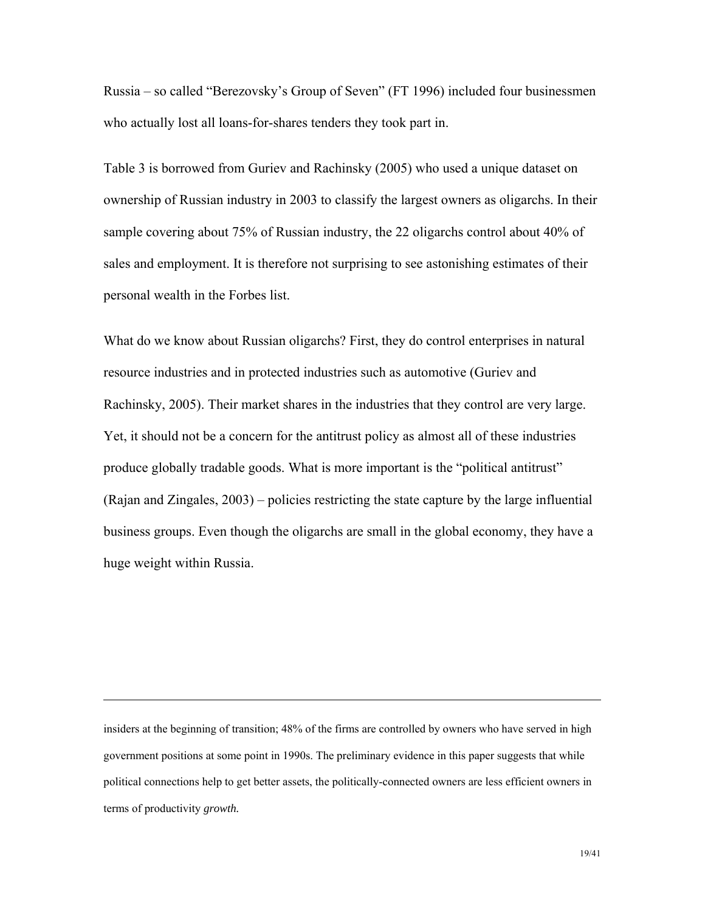Russia – so called "Berezovsky's Group of Seven" (FT 1996) included four businessmen who actually lost all loans-for-shares tenders they took part in.

Table 3 is borrowed from Guriev and Rachinsky (2005) who used a unique dataset on ownership of Russian industry in 2003 to classify the largest owners as oligarchs. In their sample covering about 75% of Russian industry, the 22 oligarchs control about 40% of sales and employment. It is therefore not surprising to see astonishing estimates of their personal wealth in the Forbes list.

What do we know about Russian oligarchs? First, they do control enterprises in natural resource industries and in protected industries such as automotive (Guriev and Rachinsky, 2005). Their market shares in the industries that they control are very large. Yet, it should not be a concern for the antitrust policy as almost all of these industries produce globally tradable goods. What is more important is the "political antitrust" (Rajan and Zingales, 2003) – policies restricting the state capture by the large influential business groups. Even though the oligarchs are small in the global economy, they have a huge weight within Russia.

---

insiders at the beginning of transition; 48% of the firms are controlled by owners who have served in high government positions at some point in 1990s. The preliminary evidence in this paper suggests that while political connections help to get better assets, the politically-connected owners are less efficient owners in terms of productivity *growth.*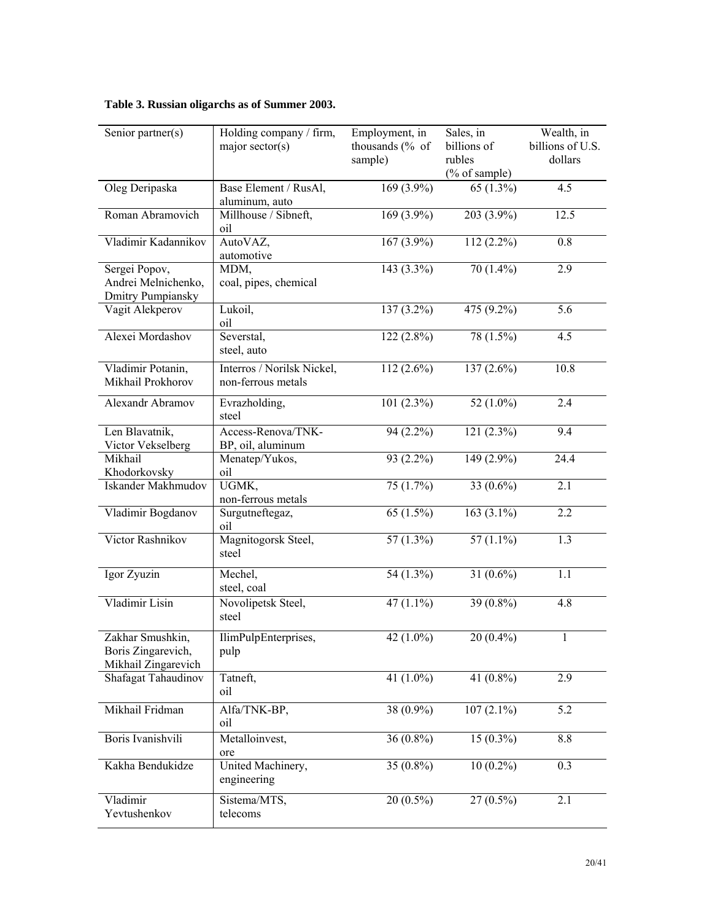**Table 3. Russian oligarchs as of Summer 2003.**

| Senior partner(s) | Holding company / firm, major sector(s) | Employment, in thousands (% of sample) | Sales, in billions of rubles (% of sample) | Wealth, in billions of U.S. dollars |
|---|---|---|---|---|
| Oleg Deripaska | Base Element / RusAl, aluminum, auto | 169 (3.9%) | 65 (1.3%) | 4.5 |
| Roman Abramovich | Millhouse / Sibneft, oil | 169 (3.9%) | 203 (3.9%) | 12.5 |
| Vladimir Kadannikov | AutoVAZ, automotive | 167 (3.9%) | 112 (2.2%) | 0.8 |
| Sergei Popov, Andrei Melnichenko, Dmitry Pumpiansky | MDM, coal, pipes, chemical | 143 (3.3%) | 70 (1.4%) | 2.9 |
| Vagit Alekperov | Lukoil, oil | 137 (3.2%) | 475 (9.2%) | 5.6 |
| Alexei Mordashov | Severstal, steel, auto | 122 (2.8%) | 78 (1.5%) | 4.5 |
| Vladimir Potanin, Mikhail Prokhorov | Interros / Norilsk Nickel, non-ferrous metals | 112 (2.6%) | 137 (2.6%) | 10.8 |
| Alexandr Abramov | Evrazholding, steel | 101 (2.3%) | 52 (1.0%) | 2.4 |
| Len Blavatnik, Victor Vekselberg | Access-Renova/TNK-BP, oil, aluminum | 94 (2.2%) | 121 (2.3%) | 9.4 |
| Mikhail Khodorkovsky | Menatep/Yukos, oil | 93 (2.2%) | 149 (2.9%) | 24.4 |
| Iskander Makhmudov | UGMK, non-ferrous metals | 75 (1.7%) | 33 (0.6%) | 2.1 |
| Vladimir Bogdanov | Surgutneftegaz, oil | 65 (1.5%) | 163 (3.1%) | 2.2 |
| Victor Rashnikov | Magnitogorsk Steel, steel | 57 (1.3%) | 57 (1.1%) | 1.3 |
| Igor Zyuzin | Mechel, steel, coal | 54 (1.3%) | 31 (0.6%) | 1.1 |
| Vladimir Lisin | Novolipetsk Steel, steel | 47 (1.1%) | 39 (0.8%) | 4.8 |
| Zakhar Smushkin, Boris Zingarevich, Mikhail Zingarevich | IlimPulpEnterprises, pulp | 42 (1.0%) | 20 (0.4%) | 1 |
| Shafagat Tahaudinov | Tatneft, oil | 41 (1.0%) | 41 (0.8%) | 2.9 |
| Mikhail Fridman | Alfa/TNK-BP, oil | 38 (0.9%) | 107 (2.1%) | 5.2 |
| Boris Ivanishvili | Metalloinvest, ore | 36 (0.8%) | 15 (0.3%) | 8.8 |
| Kakha Bendukidze | United Machinery, engineering | 35 (0.8%) | 10 (0.2%) | 0.3 |
| Vladimir Yevtushenkov | Sistema/MTS, telecoms | 20 (0.5%) | 27 (0.5%) | 2.1 |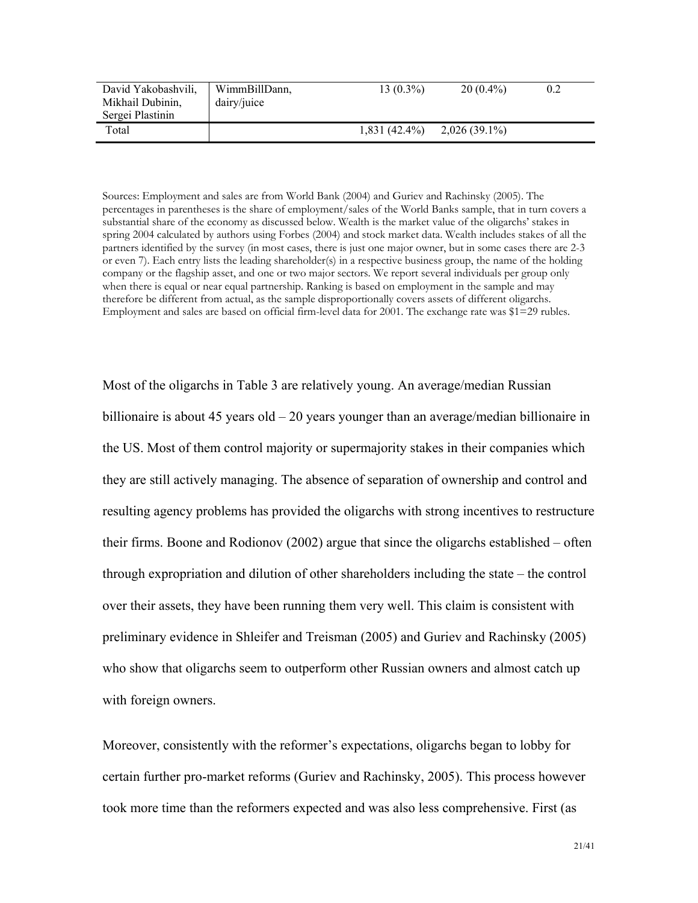| David Yakobashvili, Mikhail Dubinin, Sergei Plastinin | WimmBillDann, dairy/juice | 13 (0.3%) | 20 (0.4%) | 0.2 |
|---|---|---|---|---|
| Total | | 1,831 (42.4%) | 2,026 (39.1%) | |

Sources: Employment and sales are from World Bank (2004) and Guriev and Rachinsky (2005). The percentages in parentheses is the share of employment/sales of the World Banks sample, that in turn covers a substantial share of the economy as discussed below. Wealth is the market value of the oligarchs' stakes in spring 2004 calculated by authors using Forbes (2004) and stock market data. Wealth includes stakes of all the partners identified by the survey (in most cases, there is just one major owner, but in some cases there are 2-3 or even 7). Each entry lists the leading shareholder(s) in a respective business group, the name of the holding company or the flagship asset, and one or two major sectors. We report several individuals per group only when there is equal or near equal partnership. Ranking is based on employment in the sample and may therefore be different from actual, as the sample disproportionally covers assets of different oligarchs. Employment and sales are based on official firm-level data for 2001. The exchange rate was $1=29 rubles.

Most of the oligarchs in Table 3 are relatively young. An average/median Russian billionaire is about 45 years old – 20 years younger than an average/median billionaire in the US. Most of them control majority or supermajority stakes in their companies which they are still actively managing. The absence of separation of ownership and control and resulting agency problems has provided the oligarchs with strong incentives to restructure their firms. Boone and Rodionov (2002) argue that since the oligarchs established – often through expropriation and dilution of other shareholders including the state – the control over their assets, they have been running them very well. This claim is consistent with preliminary evidence in Shleifer and Treisman (2005) and Guriev and Rachinsky (2005) who show that oligarchs seem to outperform other Russian owners and almost catch up with foreign owners.

Moreover, consistently with the reformer's expectations, oligarchs began to lobby for certain further pro-market reforms (Guriev and Rachinsky, 2005). This process however took more time than the reformers expected and was also less comprehensive. First (as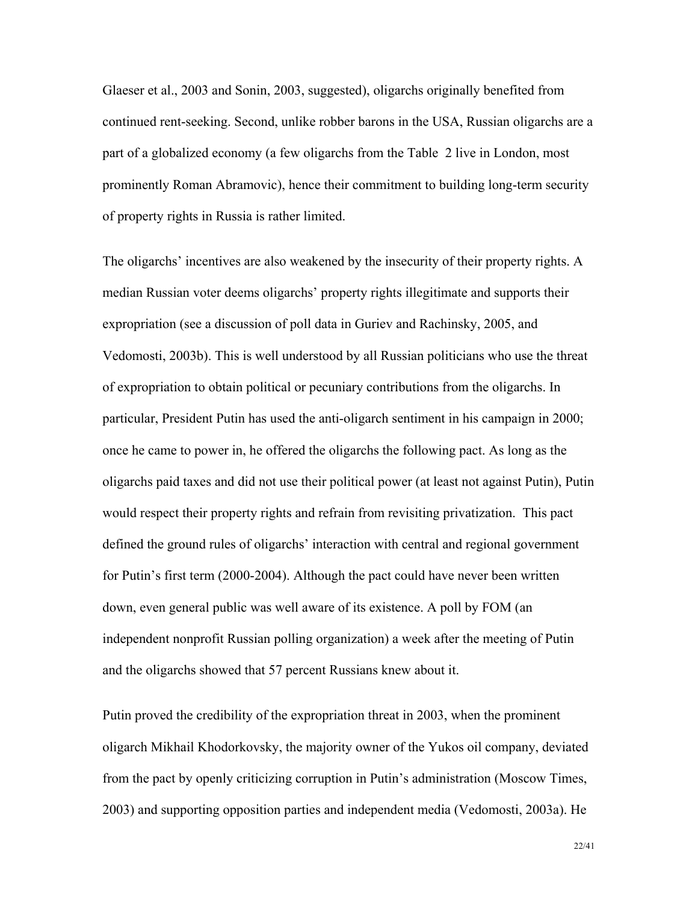Glaeser et al., 2003 and Sonin, 2003, suggested), oligarchs originally benefited from continued rent-seeking. Second, unlike robber barons in the USA, Russian oligarchs are a part of a globalized economy (a few oligarchs from the Table 2 live in London, most prominently Roman Abramovic), hence their commitment to building long-term security of property rights in Russia is rather limited.

The oligarchs' incentives are also weakened by the insecurity of their property rights. A median Russian voter deems oligarchs' property rights illegitimate and supports their expropriation (see a discussion of poll data in Guriev and Rachinsky, 2005, and Vedomosti, 2003b). This is well understood by all Russian politicians who use the threat of expropriation to obtain political or pecuniary contributions from the oligarchs. In particular, President Putin has used the anti-oligarch sentiment in his campaign in 2000; once he came to power in, he offered the oligarchs the following pact. As long as the oligarchs paid taxes and did not use their political power (at least not against Putin), Putin would respect their property rights and refrain from revisiting privatization. This pact defined the ground rules of oligarchs' interaction with central and regional government for Putin's first term (2000-2004). Although the pact could have never been written down, even general public was well aware of its existence. A poll by FOM (an independent nonprofit Russian polling organization) a week after the meeting of Putin and the oligarchs showed that 57 percent Russians knew about it.

Putin proved the credibility of the expropriation threat in 2003, when the prominent oligarch Mikhail Khodorkovsky, the majority owner of the Yukos oil company, deviated from the pact by openly criticizing corruption in Putin's administration (Moscow Times, 2003) and supporting opposition parties and independent media (Vedomosti, 2003a). He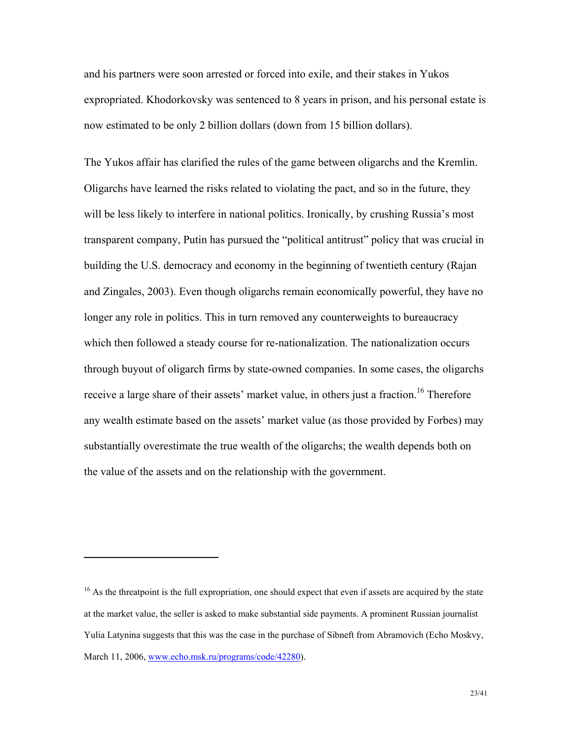and his partners were soon arrested or forced into exile, and their stakes in Yukos expropriated. Khodorkovsky was sentenced to 8 years in prison, and his personal estate is now estimated to be only 2 billion dollars (down from 15 billion dollars).

The Yukos affair has clarified the rules of the game between oligarchs and the Kremlin. Oligarchs have learned the risks related to violating the pact, and so in the future, they will be less likely to interfere in national politics. Ironically, by crushing Russia's most transparent company, Putin has pursued the "political antitrust" policy that was crucial in building the U.S. democracy and economy in the beginning of twentieth century (Rajan and Zingales, 2003). Even though oligarchs remain economically powerful, they have no longer any role in politics. This in turn removed any counterweights to bureaucracy which then followed a steady course for re-nationalization. The nationalization occurs through buyout of oligarch firms by state-owned companies. In some cases, the oligarchs receive a large share of their assets' market value, in others just a fraction.[16] Therefore any wealth estimate based on the assets' market value (as those provided by Forbes) may substantially overestimate the true wealth of the oligarchs; the wealth depends both on the value of the assets and on the relationship with the government.

---

[16] As the threatpoint is the full expropriation, one should expect that even if assets are acquired by the state at the market value, the seller is asked to make substantial side payments. A prominent Russian journalist Yulia Latynina suggests that this was the case in the purchase of Sibneft from Abramovich (Echo Moskvy, March 11, 2006, www.echo.msk.ru/programs/code/42280).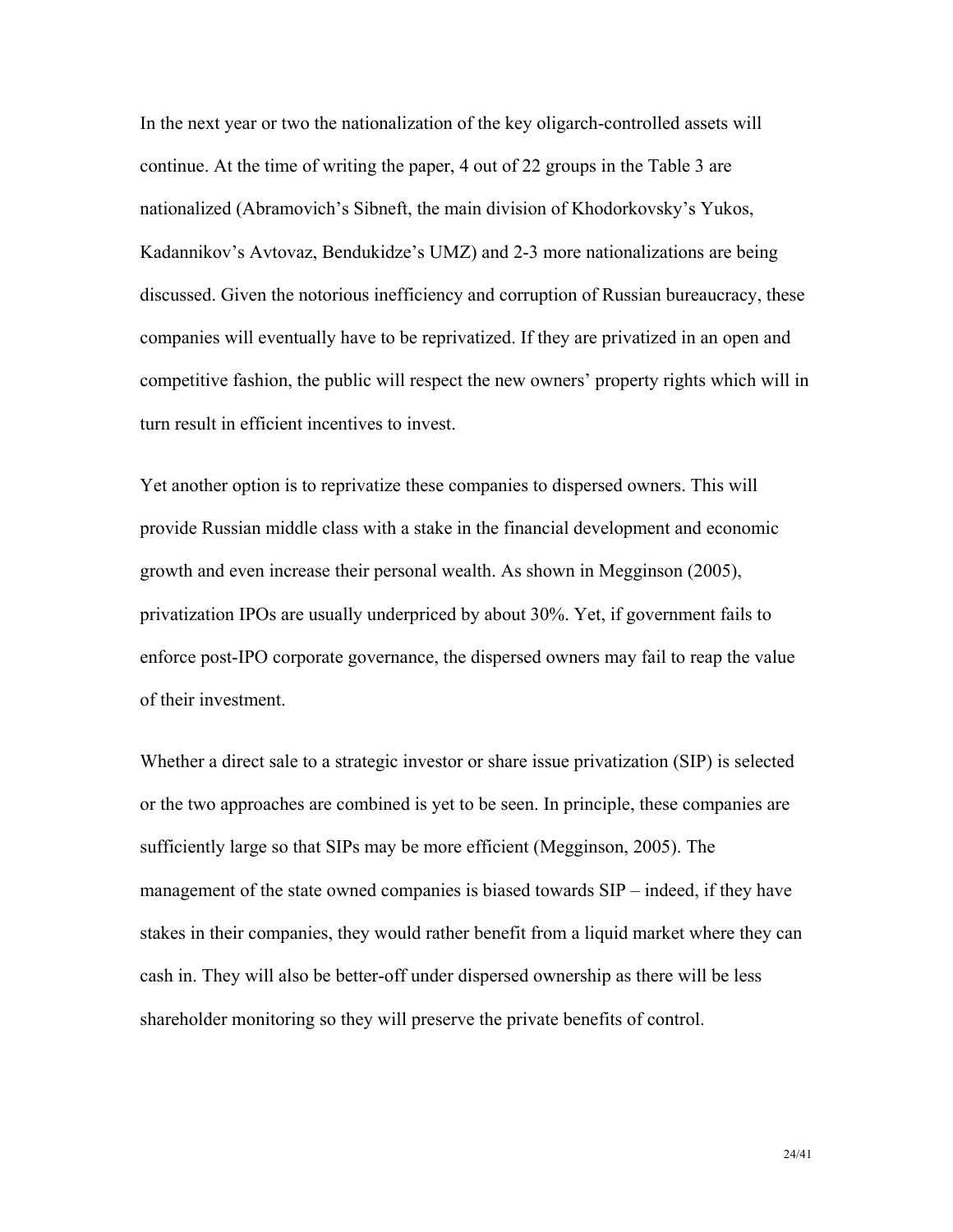In the next year or two the nationalization of the key oligarch-controlled assets will continue. At the time of writing the paper, 4 out of 22 groups in the Table 3 are nationalized (Abramovich's Sibneft, the main division of Khodorkovsky's Yukos, Kadannikov's Avtovaz, Bendukidze's UMZ) and 2-3 more nationalizations are being discussed. Given the notorious inefficiency and corruption of Russian bureaucracy, these companies will eventually have to be reprivatized. If they are privatized in an open and competitive fashion, the public will respect the new owners' property rights which will in turn result in efficient incentives to invest.

Yet another option is to reprivatize these companies to dispersed owners. This will provide Russian middle class with a stake in the financial development and economic growth and even increase their personal wealth. As shown in Megginson (2005), privatization IPOs are usually underpriced by about 30%. Yet, if government fails to enforce post-IPO corporate governance, the dispersed owners may fail to reap the value of their investment.

Whether a direct sale to a strategic investor or share issue privatization (SIP) is selected or the two approaches are combined is yet to be seen. In principle, these companies are sufficiently large so that SIPs may be more efficient (Megginson, 2005). The management of the state owned companies is biased towards SIP – indeed, if they have stakes in their companies, they would rather benefit from a liquid market where they can cash in. They will also be better-off under dispersed ownership as there will be less shareholder monitoring so they will preserve the private benefits of control.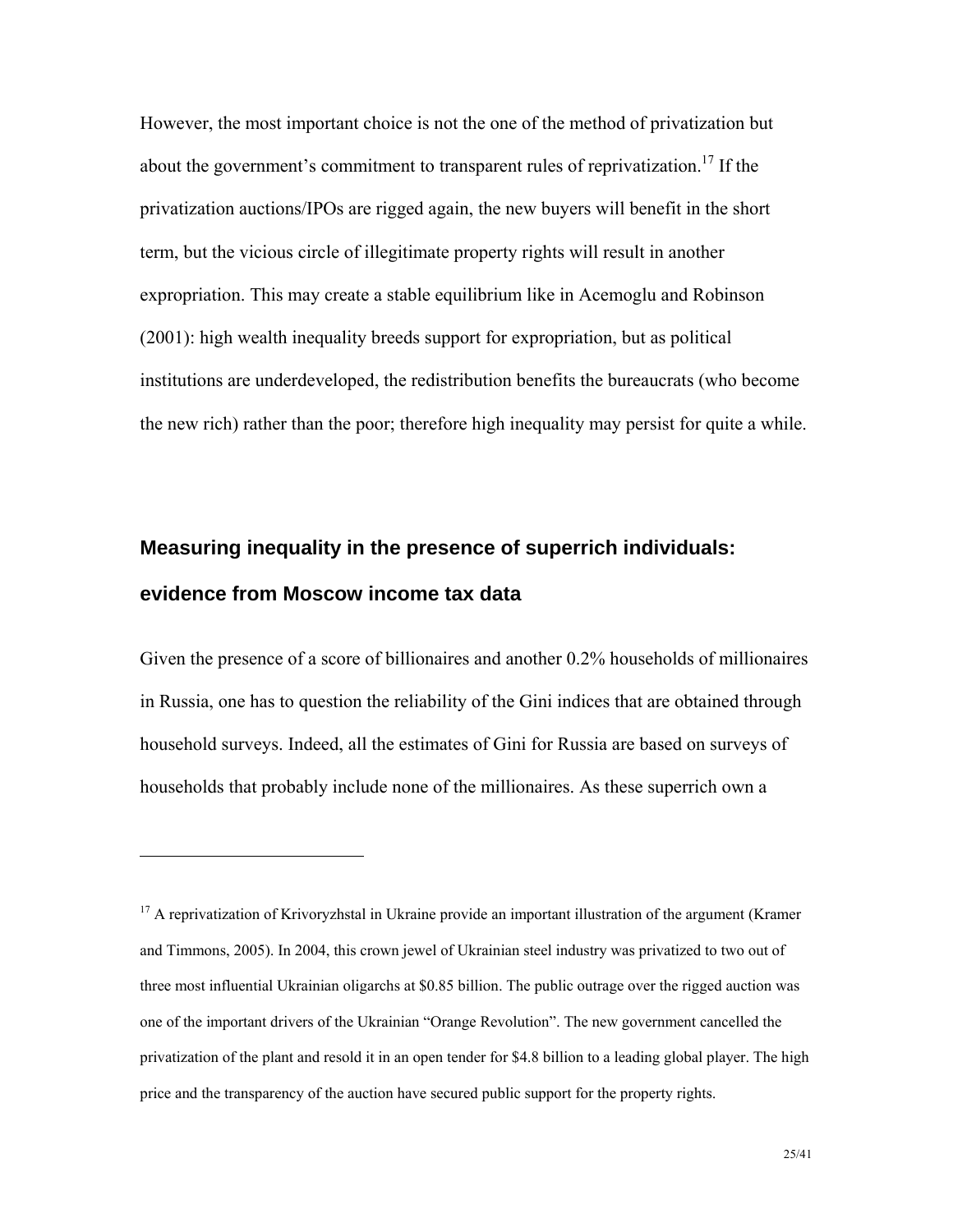However, the most important choice is not the one of the method of privatization but about the government's commitment to transparent rules of reprivatization.[17] If the privatization auctions/IPOs are rigged again, the new buyers will benefit in the short term, but the vicious circle of illegitimate property rights will result in another expropriation. This may create a stable equilibrium like in Acemoglu and Robinson (2001): high wealth inequality breeds support for expropriation, but as political institutions are underdeveloped, the redistribution benefits the bureaucrats (who become the new rich) rather than the poor; therefore high inequality may persist for quite a while.

## Measuring inequality in the presence of superrich individuals: evidence from Moscow income tax data

Given the presence of a score of billionaires and another 0.2% households of millionaires in Russia, one has to question the reliability of the Gini indices that are obtained through household surveys. Indeed, all the estimates of Gini for Russia are based on surveys of households that probably include none of the millionaires. As these superrich own a

---

[17] A reprivatization of Krivoryzhstal in Ukraine provide an important illustration of the argument (Kramer and Timmons, 2005). In 2004, this crown jewel of Ukrainian steel industry was privatized to two out of three most influential Ukrainian oligarchs at $0.85 billion. The public outrage over the rigged auction was one of the important drivers of the Ukrainian "Orange Revolution". The new government cancelled the privatization of the plant and resold it in an open tender for $4.8 billion to a leading global player. The high price and the transparency of the auction have secured public support for the property rights.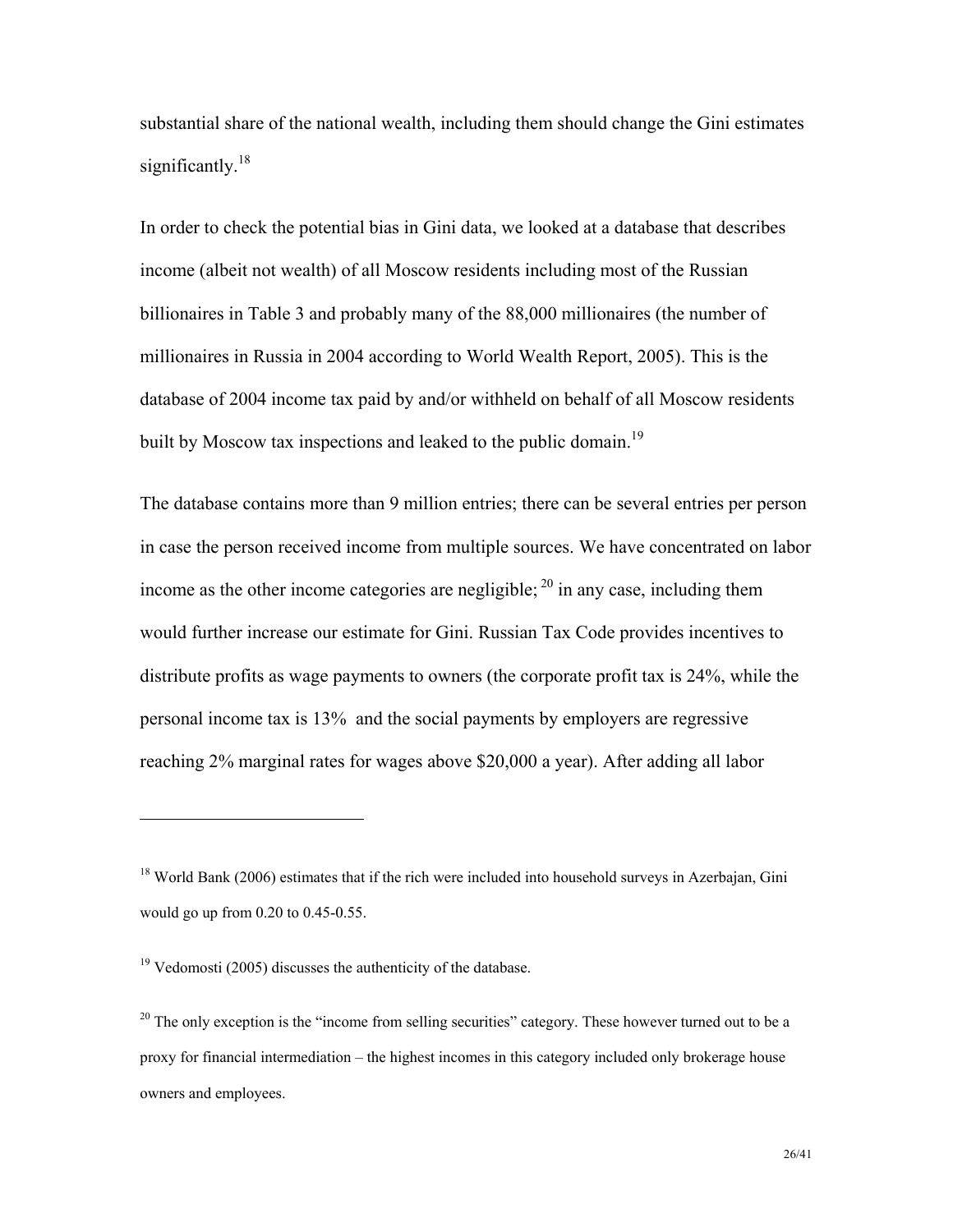substantial share of the national wealth, including them should change the Gini estimates significantly.[18]

In order to check the potential bias in Gini data, we looked at a database that describes income (albeit not wealth) of all Moscow residents including most of the Russian billionaires in Table 3 and probably many of the 88,000 millionaires (the number of millionaires in Russia in 2004 according to World Wealth Report, 2005). This is the database of 2004 income tax paid by and/or withheld on behalf of all Moscow residents built by Moscow tax inspections and leaked to the public domain.[19]

The database contains more than 9 million entries; there can be several entries per person in case the person received income from multiple sources. We have concentrated on labor income as the other income categories are negligible;[20] in any case, including them would further increase our estimate for Gini. Russian Tax Code provides incentives to distribute profits as wage payments to owners (the corporate profit tax is 24%, while the personal income tax is 13% and the social payments by employers are regressive reaching 2% marginal rates for wages above $20,000 a year). After adding all labor

---

[18] World Bank (2006) estimates that if the rich were included into household surveys in Azerbajan, Gini would go up from 0.20 to 0.45-0.55.

[19] Vedomosti (2005) discusses the authenticity of the database.

[20] The only exception is the "income from selling securities" category. These however turned out to be a proxy for financial intermediation – the highest incomes in this category included only brokerage house owners and employees.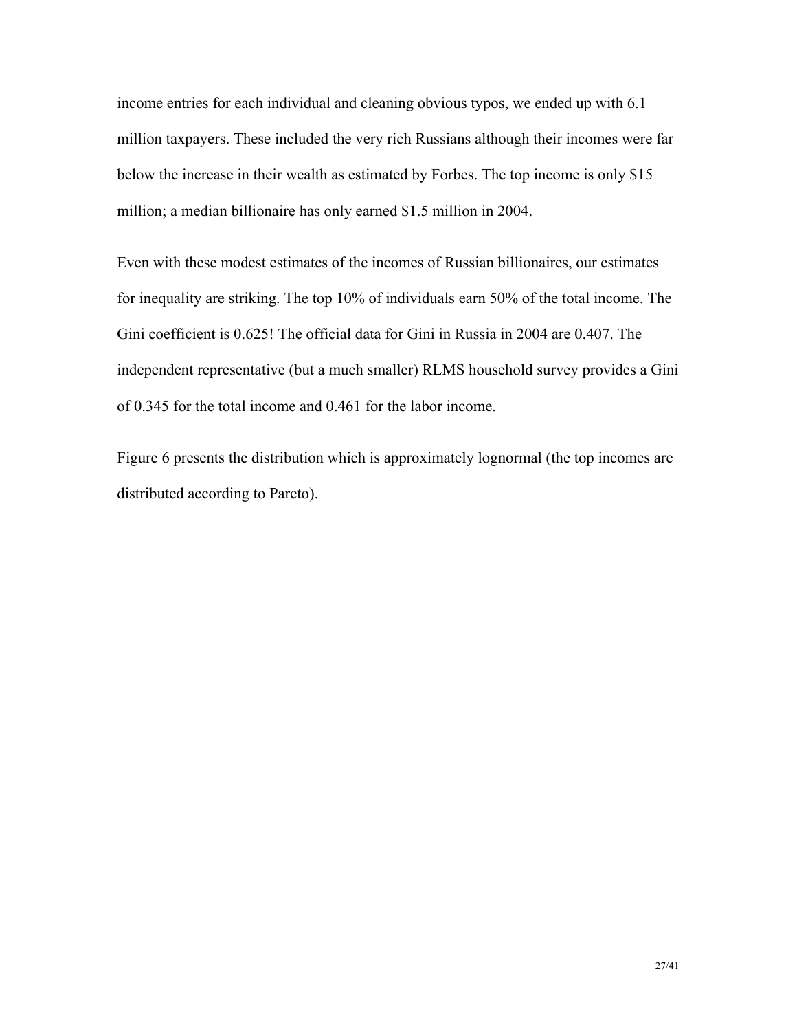income entries for each individual and cleaning obvious typos, we ended up with 6.1 million taxpayers. These included the very rich Russians although their incomes were far below the increase in their wealth as estimated by Forbes. The top income is only $15 million; a median billionaire has only earned $1.5 million in 2004.

Even with these modest estimates of the incomes of Russian billionaires, our estimates for inequality are striking. The top 10% of individuals earn 50% of the total income. The Gini coefficient is 0.625! The official data for Gini in Russia in 2004 are 0.407. The independent representative (but a much smaller) RLMS household survey provides a Gini of 0.345 for the total income and 0.461 for the labor income.

Figure 6 presents the distribution which is approximately lognormal (the top incomes are distributed according to Pareto).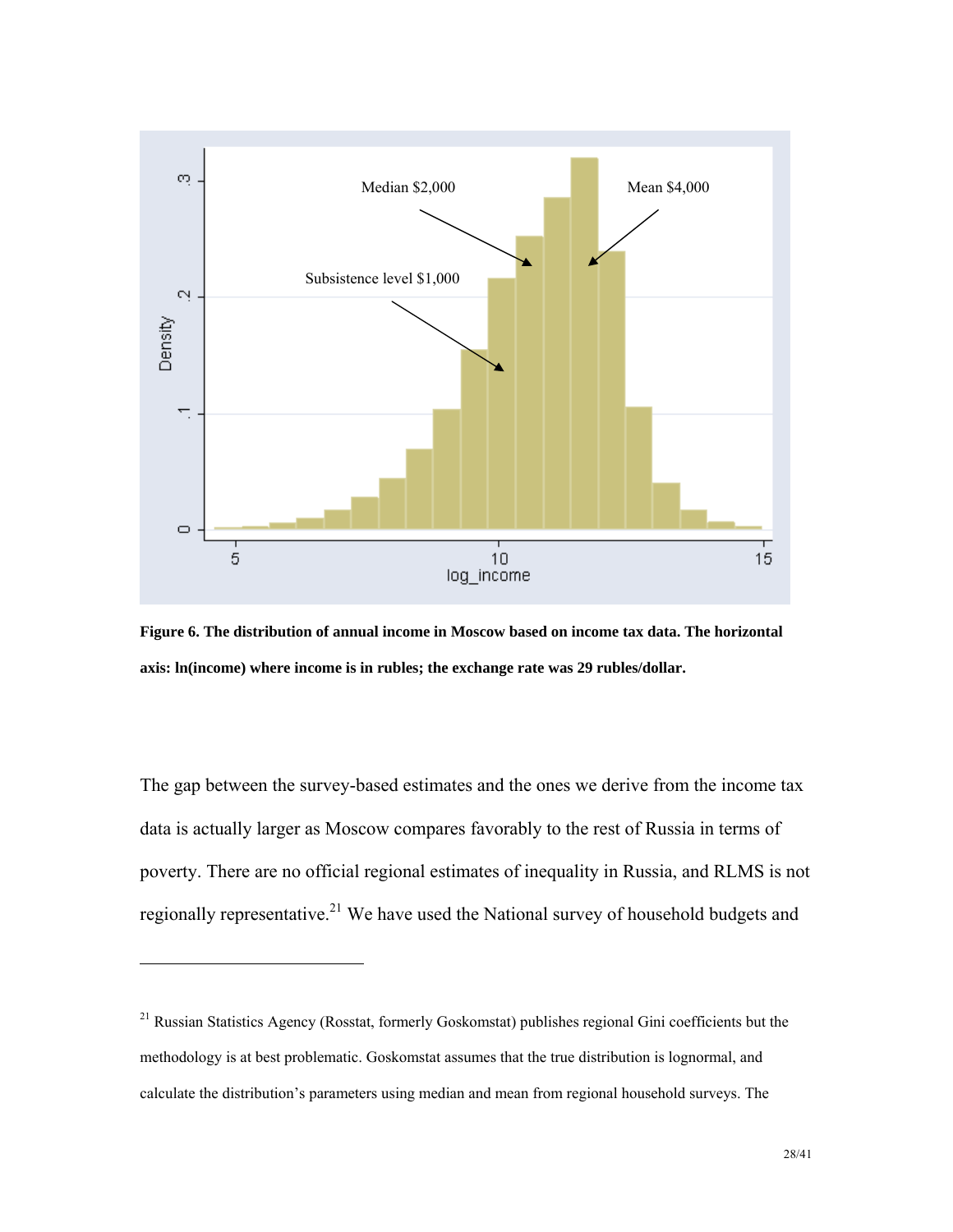**Figure 6. The distribution of annual income in Moscow based on income tax data. The horizontal axis: ln(income) where income is in rubles; the exchange rate was 29 rubles/dollar.**

The gap between the survey-based estimates and the ones we derive from the income tax data is actually larger as Moscow compares favorably to the rest of Russia in terms of poverty. There are no official regional estimates of inequality in Russia, and RLMS is not regionally representative.[21] We have used the National survey of household budgets and

---

[21] Russian Statistics Agency (Rosstat, formerly Goskomstat) publishes regional Gini coefficients but the methodology is at best problematic. Goskomstat assumes that the true distribution is lognormal, and calculate the distribution's parameters using median and mean from regional household surveys. The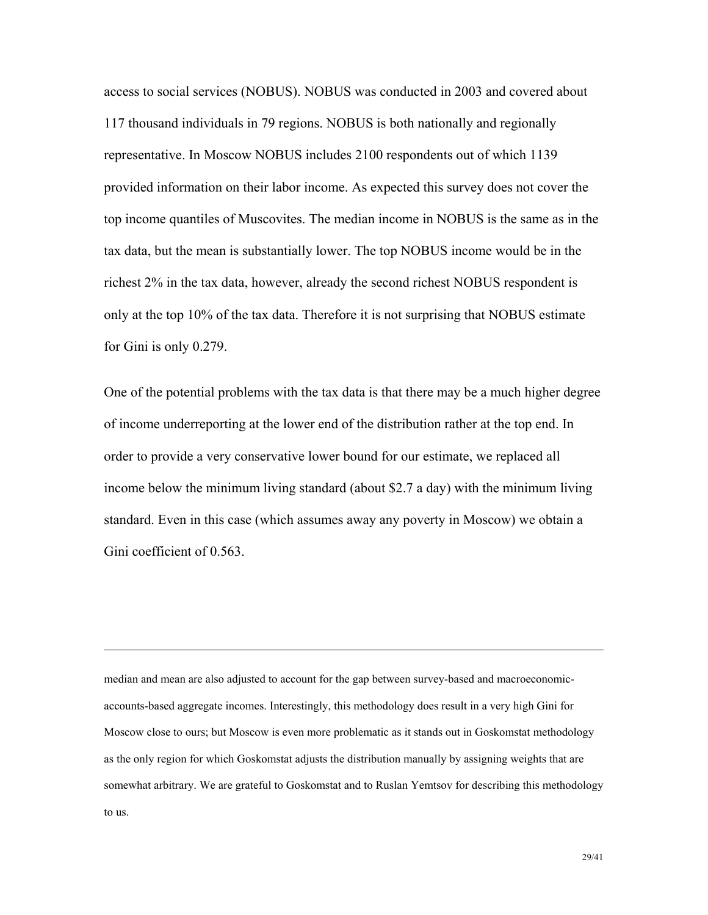access to social services (NOBUS). NOBUS was conducted in 2003 and covered about 117 thousand individuals in 79 regions. NOBUS is both nationally and regionally representative. In Moscow NOBUS includes 2100 respondents out of which 1139 provided information on their labor income. As expected this survey does not cover the top income quantiles of Muscovites. The median income in NOBUS is the same as in the tax data, but the mean is substantially lower. The top NOBUS income would be in the richest 2% in the tax data, however, already the second richest NOBUS respondent is only at the top 10% of the tax data. Therefore it is not surprising that NOBUS estimate for Gini is only 0.279.

One of the potential problems with the tax data is that there may be a much higher degree of income underreporting at the lower end of the distribution rather at the top end. In order to provide a very conservative lower bound for our estimate, we replaced all income below the minimum living standard (about $2.7 a day) with the minimum living standard. Even in this case (which assumes away any poverty in Moscow) we obtain a Gini coefficient of 0.563.

---

median and mean are also adjusted to account for the gap between survey-based and macroeconomic-accounts-based aggregate incomes. Interestingly, this methodology does result in a very high Gini for Moscow close to ours; but Moscow is even more problematic as it stands out in Goskomstat methodology as the only region for which Goskomstat adjusts the distribution manually by assigning weights that are somewhat arbitrary. We are grateful to Goskomstat and to Ruslan Yemtsov for describing this methodology to us.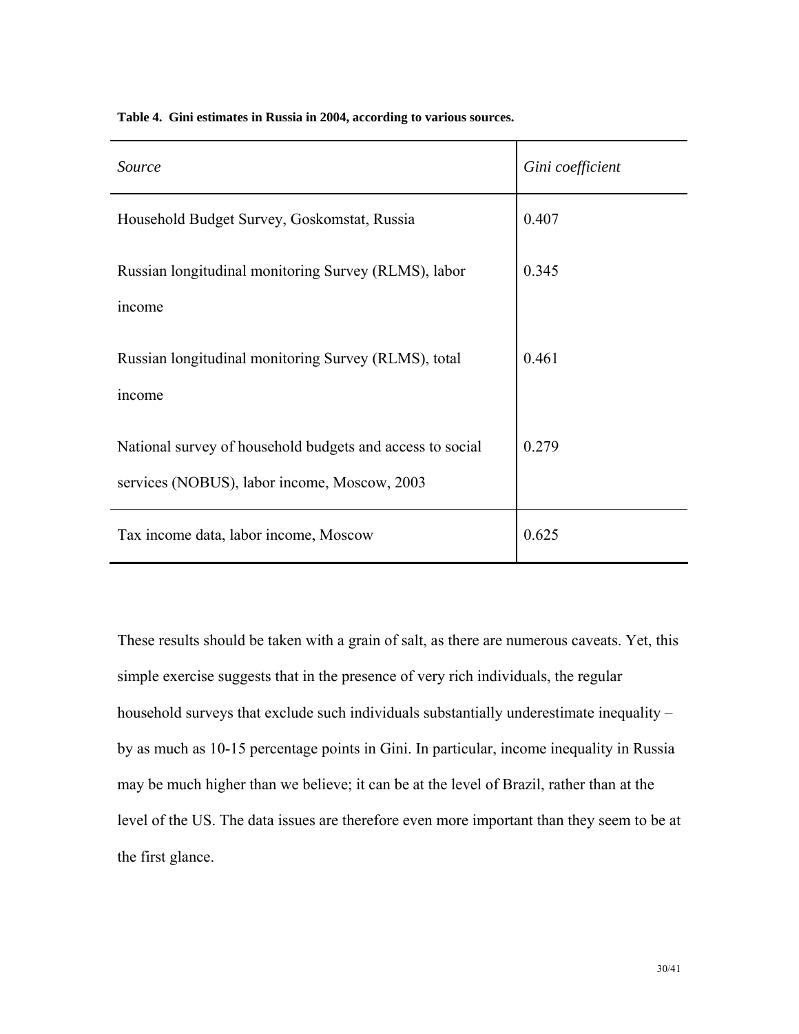**Table 4. Gini estimates in Russia in 2004, according to various sources.**

| *Source* | *Gini coefficient* |
|---|---|
| Household Budget Survey, Goskomstat, Russia | 0.407 |
| Russian longitudinal monitoring Survey (RLMS), labor income | 0.345 |
| Russian longitudinal monitoring Survey (RLMS), total income | 0.461 |
| National survey of household budgets and access to social services (NOBUS), labor income, Moscow, 2003 | 0.279 |
| Tax income data, labor income, Moscow | 0.625 |

These results should be taken with a grain of salt, as there are numerous caveats. Yet, this simple exercise suggests that in the presence of very rich individuals, the regular household surveys that exclude such individuals substantially underestimate inequality – by as much as 10-15 percentage points in Gini. In particular, income inequality in Russia may be much higher than we believe; it can be at the level of Brazil, rather than at the level of the US. The data issues are therefore even more important than they seem to be at the first glance.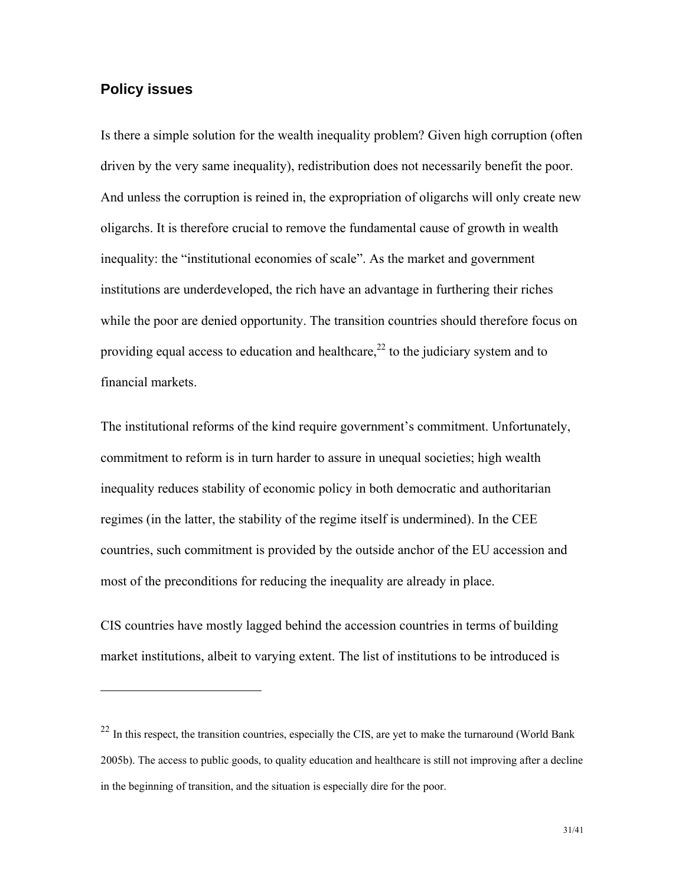## Policy issues

Is there a simple solution for the wealth inequality problem? Given high corruption (often driven by the very same inequality), redistribution does not necessarily benefit the poor. And unless the corruption is reined in, the expropriation of oligarchs will only create new oligarchs. It is therefore crucial to remove the fundamental cause of growth in wealth inequality: the "institutional economies of scale". As the market and government institutions are underdeveloped, the rich have an advantage in furthering their riches while the poor are denied opportunity. The transition countries should therefore focus on providing equal access to education and healthcare,[22] to the judiciary system and to financial markets.

The institutional reforms of the kind require government's commitment. Unfortunately, commitment to reform is in turn harder to assure in unequal societies; high wealth inequality reduces stability of economic policy in both democratic and authoritarian regimes (in the latter, the stability of the regime itself is undermined). In the CEE countries, such commitment is provided by the outside anchor of the EU accession and most of the preconditions for reducing the inequality are already in place.

CIS countries have mostly lagged behind the accession countries in terms of building market institutions, albeit to varying extent. The list of institutions to be introduced is

---

[22] In this respect, the transition countries, especially the CIS, are yet to make the turnaround (World Bank 2005b). The access to public goods, to quality education and healthcare is still not improving after a decline in the beginning of transition, and the situation is especially dire for the poor.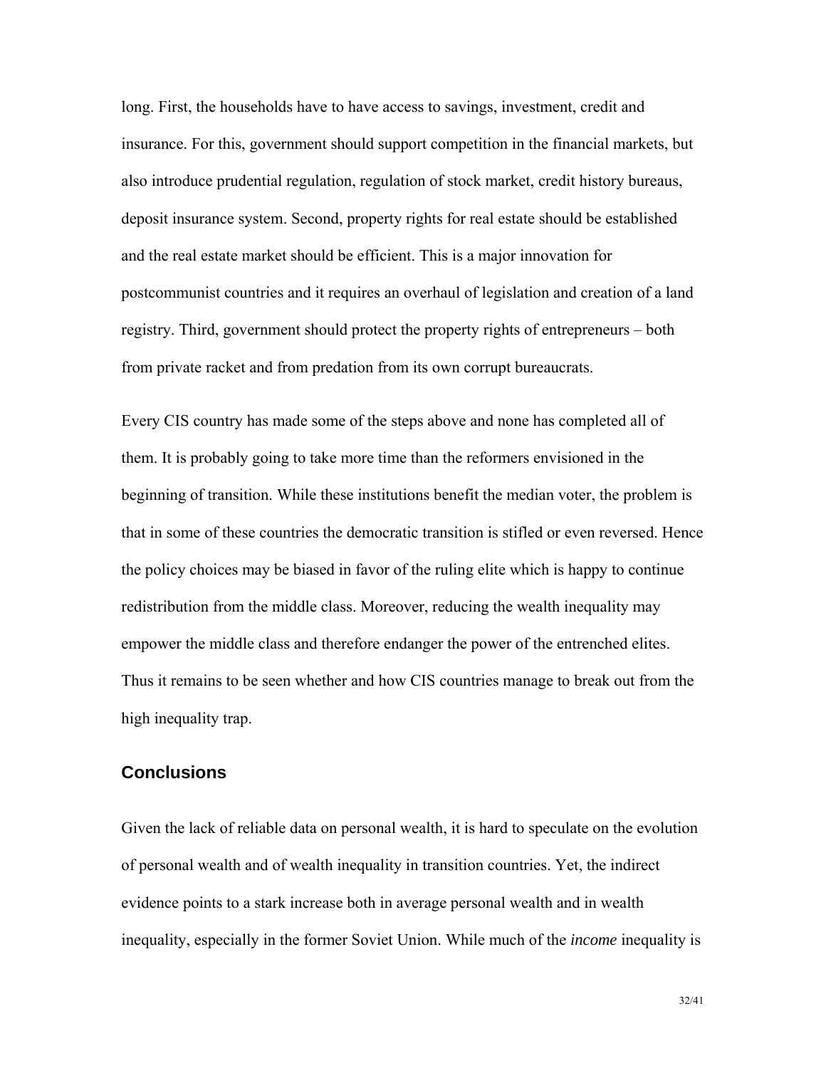long. First, the households have to have access to savings, investment, credit and insurance. For this, government should support competition in the financial markets, but also introduce prudential regulation, regulation of stock market, credit history bureaus, deposit insurance system. Second, property rights for real estate should be established and the real estate market should be efficient. This is a major innovation for postcommunist countries and it requires an overhaul of legislation and creation of a land registry. Third, government should protect the property rights of entrepreneurs – both from private racket and from predation from its own corrupt bureaucrats.

Every CIS country has made some of the steps above and none has completed all of them. It is probably going to take more time than the reformers envisioned in the beginning of transition. While these institutions benefit the median voter, the problem is that in some of these countries the democratic transition is stifled or even reversed. Hence the policy choices may be biased in favor of the ruling elite which is happy to continue redistribution from the middle class. Moreover, reducing the wealth inequality may empower the middle class and therefore endanger the power of the entrenched elites. Thus it remains to be seen whether and how CIS countries manage to break out from the high inequality trap.

## Conclusions

Given the lack of reliable data on personal wealth, it is hard to speculate on the evolution of personal wealth and of wealth inequality in transition countries. Yet, the indirect evidence points to a stark increase both in average personal wealth and in wealth inequality, especially in the former Soviet Union. While much of the *income* inequality is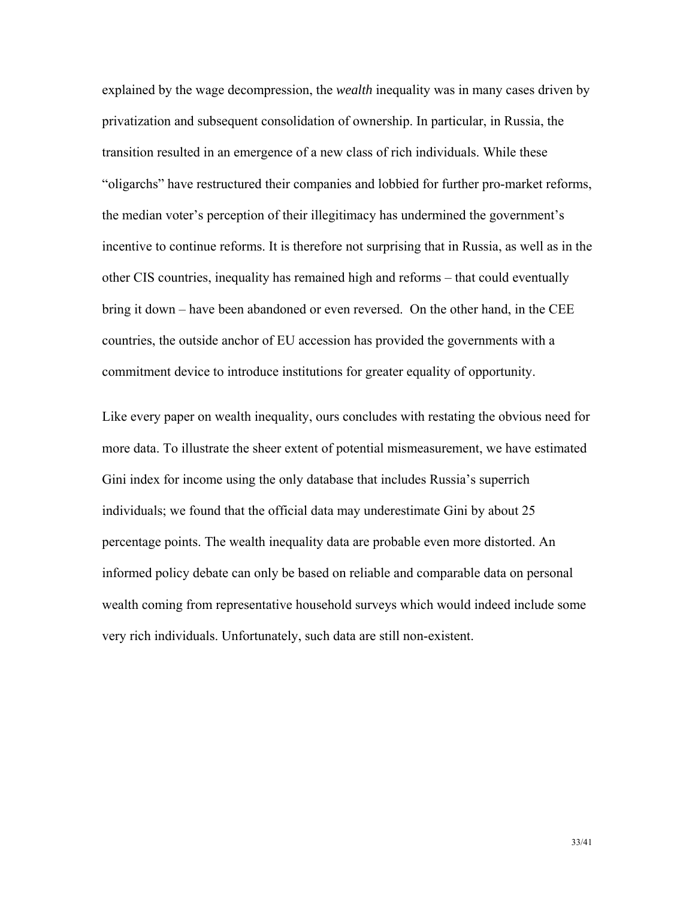explained by the wage decompression, the *wealth* inequality was in many cases driven by privatization and subsequent consolidation of ownership. In particular, in Russia, the transition resulted in an emergence of a new class of rich individuals. While these "oligarchs" have restructured their companies and lobbied for further pro-market reforms, the median voter's perception of their illegitimacy has undermined the government's incentive to continue reforms. It is therefore not surprising that in Russia, as well as in the other CIS countries, inequality has remained high and reforms – that could eventually bring it down – have been abandoned or even reversed. On the other hand, in the CEE countries, the outside anchor of EU accession has provided the governments with a commitment device to introduce institutions for greater equality of opportunity.

Like every paper on wealth inequality, ours concludes with restating the obvious need for more data. To illustrate the sheer extent of potential mismeasurement, we have estimated Gini index for income using the only database that includes Russia's superrich individuals; we found that the official data may underestimate Gini by about 25 percentage points. The wealth inequality data are probable even more distorted. An informed policy debate can only be based on reliable and comparable data on personal wealth coming from representative household surveys which would indeed include some very rich individuals. Unfortunately, such data are still non-existent.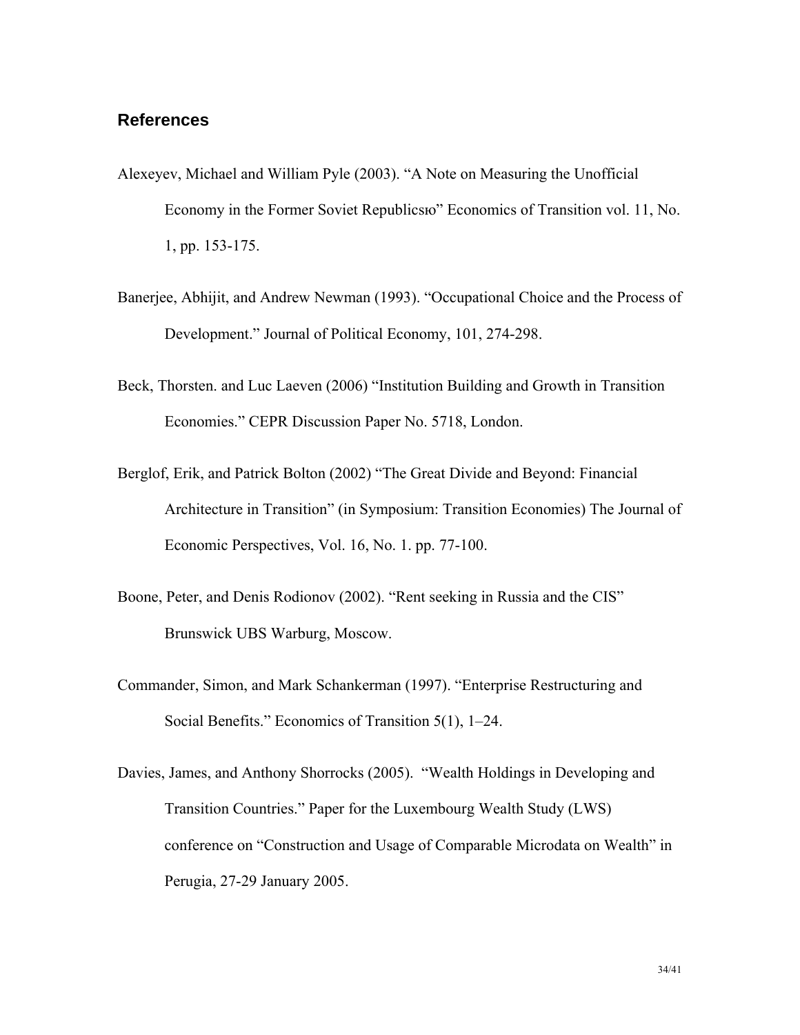## References

Alexeyev, Michael and William Pyle (2003). "A Note on Measuring the Unofficial Economy in the Former Soviet Republicsю" Economics of Transition vol. 11, No. 1, pp. 153-175.

Banerjee, Abhijit, and Andrew Newman (1993). "Occupational Choice and the Process of Development." Journal of Political Economy, 101, 274-298.

Beck, Thorsten. and Luc Laeven (2006) "Institution Building and Growth in Transition Economies." CEPR Discussion Paper No. 5718, London.

Berglof, Erik, and Patrick Bolton (2002) "The Great Divide and Beyond: Financial Architecture in Transition" (in Symposium: Transition Economies) The Journal of Economic Perspectives, Vol. 16, No. 1. pp. 77-100.

Boone, Peter, and Denis Rodionov (2002). "Rent seeking in Russia and the CIS" Brunswick UBS Warburg, Moscow.

Commander, Simon, and Mark Schankerman (1997). "Enterprise Restructuring and Social Benefits." Economics of Transition 5(1), 1–24.

Davies, James, and Anthony Shorrocks (2005). "Wealth Holdings in Developing and Transition Countries." Paper for the Luxembourg Wealth Study (LWS) conference on "Construction and Usage of Comparable Microdata on Wealth" in Perugia, 27-29 January 2005.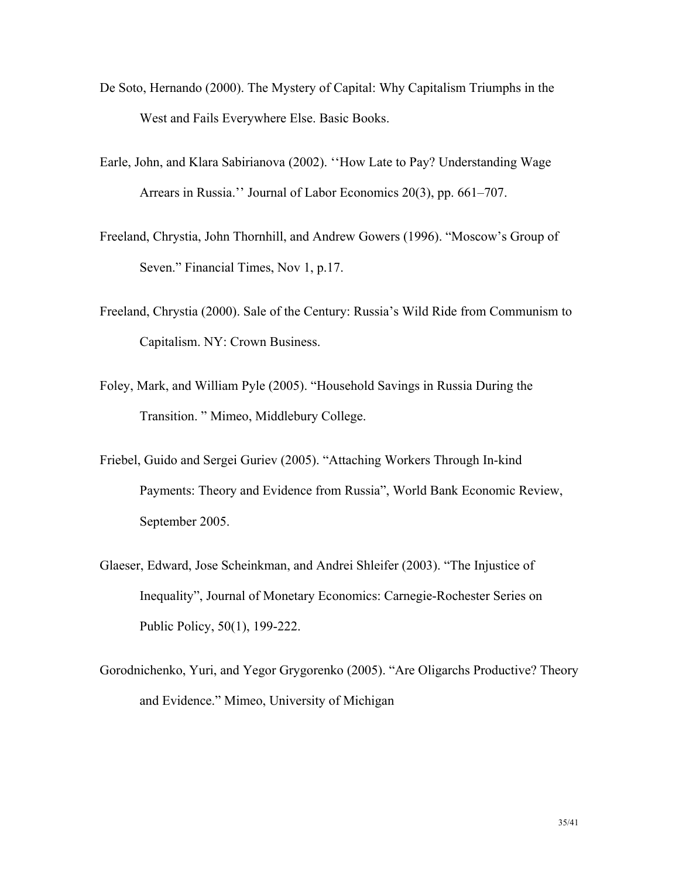De Soto, Hernando (2000). The Mystery of Capital: Why Capitalism Triumphs in the West and Fails Everywhere Else. Basic Books.

Earle, John, and Klara Sabirianova (2002). ‘‘How Late to Pay? Understanding Wage Arrears in Russia.’’ Journal of Labor Economics 20(3), pp. 661–707.

Freeland, Chrystia, John Thornhill, and Andrew Gowers (1996). “Moscow’s Group of Seven.” Financial Times, Nov 1, p.17.

Freeland, Chrystia (2000). Sale of the Century: Russia’s Wild Ride from Communism to Capitalism. NY: Crown Business.

Foley, Mark, and William Pyle (2005). “Household Savings in Russia During the Transition. ” Mimeo, Middlebury College.

Friebel, Guido and Sergei Guriev (2005). “Attaching Workers Through In-kind Payments: Theory and Evidence from Russia”, World Bank Economic Review, September 2005.

Glaeser, Edward, Jose Scheinkman, and Andrei Shleifer (2003). “The Injustice of Inequality”, Journal of Monetary Economics: Carnegie-Rochester Series on Public Policy, 50(1), 199-222.

Gorodnichenko, Yuri, and Yegor Grygorenko (2005). “Are Oligarchs Productive? Theory and Evidence.” Mimeo, University of Michigan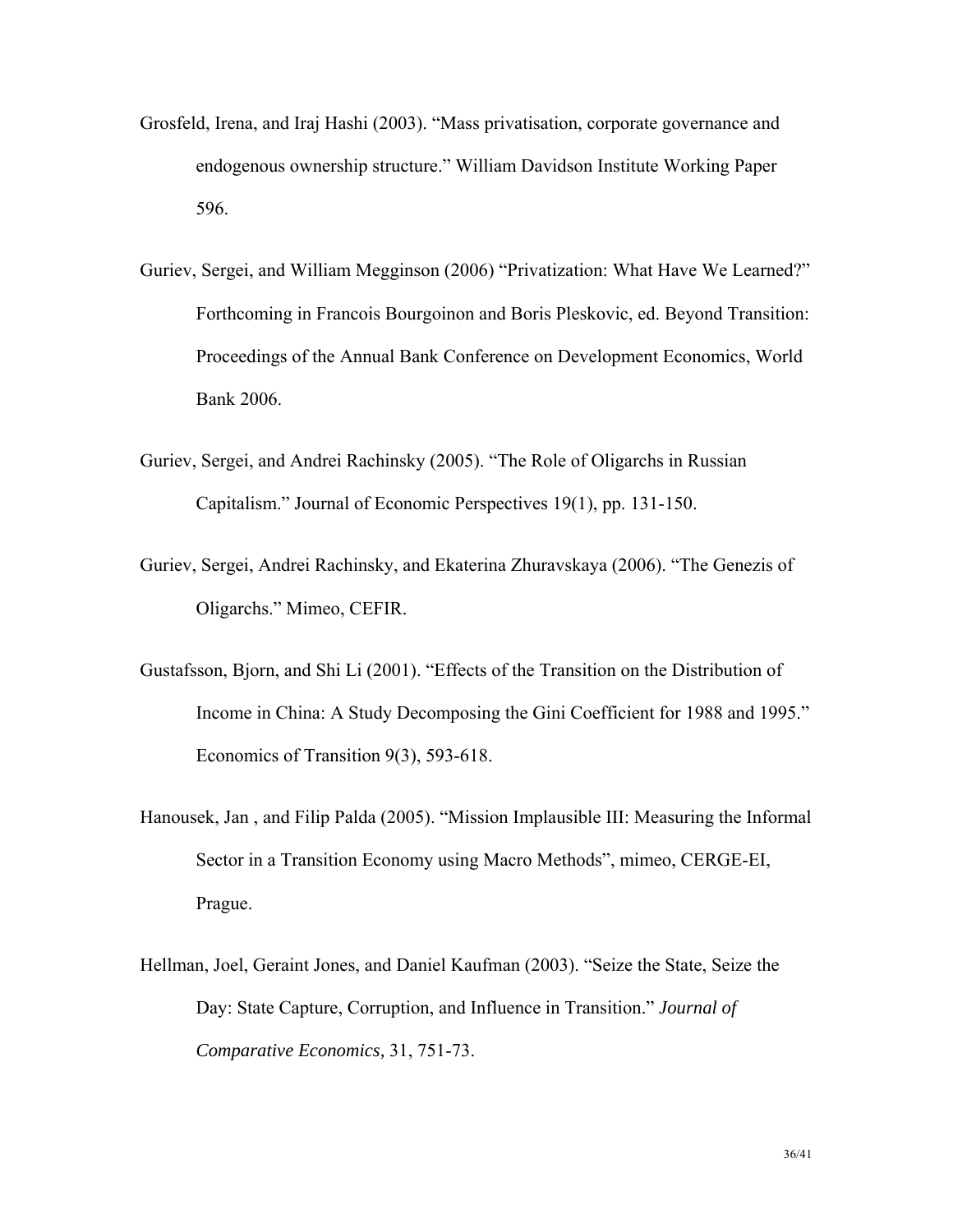Grosfeld, Irena, and Iraj Hashi (2003). "Mass privatisation, corporate governance and endogenous ownership structure." William Davidson Institute Working Paper 596.

Guriev, Sergei, and William Megginson (2006) "Privatization: What Have We Learned?" Forthcoming in Francois Bourgoinon and Boris Pleskovic, ed. Beyond Transition: Proceedings of the Annual Bank Conference on Development Economics, World Bank 2006.

Guriev, Sergei, and Andrei Rachinsky (2005). "The Role of Oligarchs in Russian Capitalism." Journal of Economic Perspectives 19(1), pp. 131-150.

Guriev, Sergei, Andrei Rachinsky, and Ekaterina Zhuravskaya (2006). "The Genezis of Oligarchs." Mimeo, CEFIR.

Gustafsson, Bjorn, and Shi Li (2001). "Effects of the Transition on the Distribution of Income in China: A Study Decomposing the Gini Coefficient for 1988 and 1995." Economics of Transition 9(3), 593-618.

Hanousek, Jan , and Filip Palda (2005). "Mission Implausible III: Measuring the Informal Sector in a Transition Economy using Macro Methods", mimeo, CERGE-EI, Prague.

Hellman, Joel, Geraint Jones, and Daniel Kaufman (2003). "Seize the State, Seize the Day: State Capture, Corruption, and Influence in Transition." *Journal of Comparative Economics,* 31, 751-73.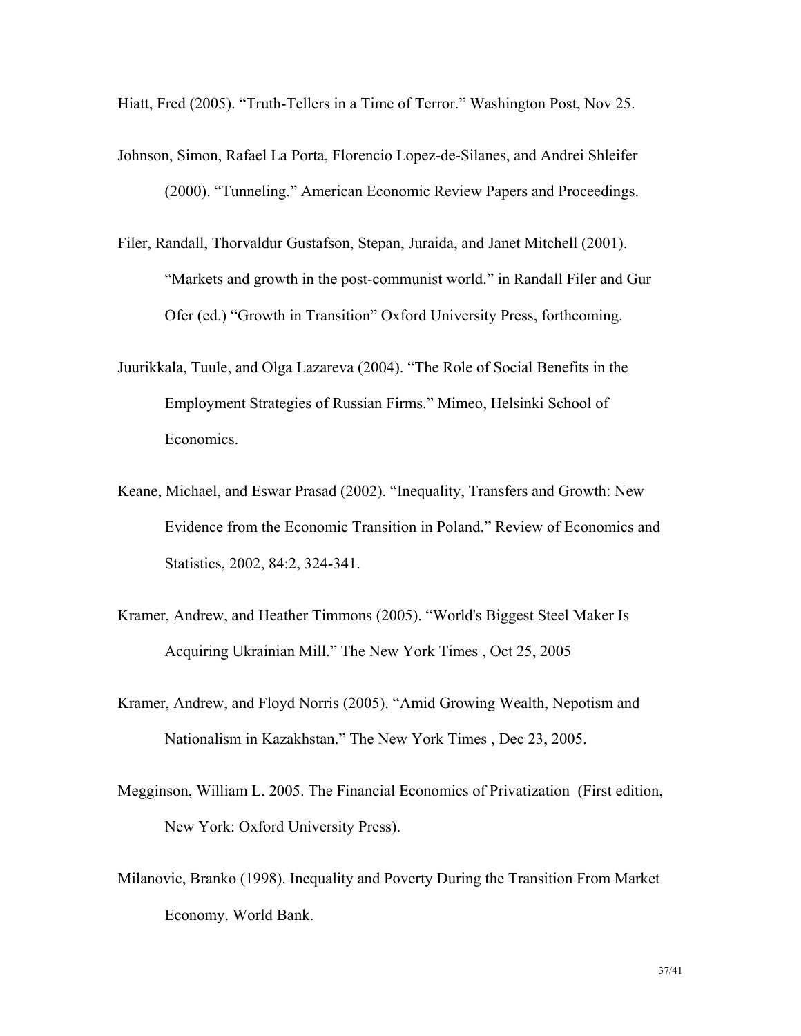Hiatt, Fred (2005). "Truth-Tellers in a Time of Terror." Washington Post, Nov 25.

Johnson, Simon, Rafael La Porta, Florencio Lopez-de-Silanes, and Andrei Shleifer (2000). "Tunneling." American Economic Review Papers and Proceedings.

Filer, Randall, Thorvaldur Gustafson, Stepan, Juraida, and Janet Mitchell (2001). "Markets and growth in the post-communist world." in Randall Filer and Gur Ofer (ed.) "Growth in Transition" Oxford University Press, forthcoming.

Juurikkala, Tuule, and Olga Lazareva (2004). "The Role of Social Benefits in the Employment Strategies of Russian Firms." Mimeo, Helsinki School of Economics.

Keane, Michael, and Eswar Prasad (2002). "Inequality, Transfers and Growth: New Evidence from the Economic Transition in Poland." Review of Economics and Statistics, 2002, 84:2, 324-341.

Kramer, Andrew, and Heather Timmons (2005). "World's Biggest Steel Maker Is Acquiring Ukrainian Mill." The New York Times , Oct 25, 2005

Kramer, Andrew, and Floyd Norris (2005). "Amid Growing Wealth, Nepotism and Nationalism in Kazakhstan." The New York Times , Dec 23, 2005.

Megginson, William L. 2005. The Financial Economics of Privatization (First edition, New York: Oxford University Press).

Milanovic, Branko (1998). Inequality and Poverty During the Transition From Market Economy. World Bank.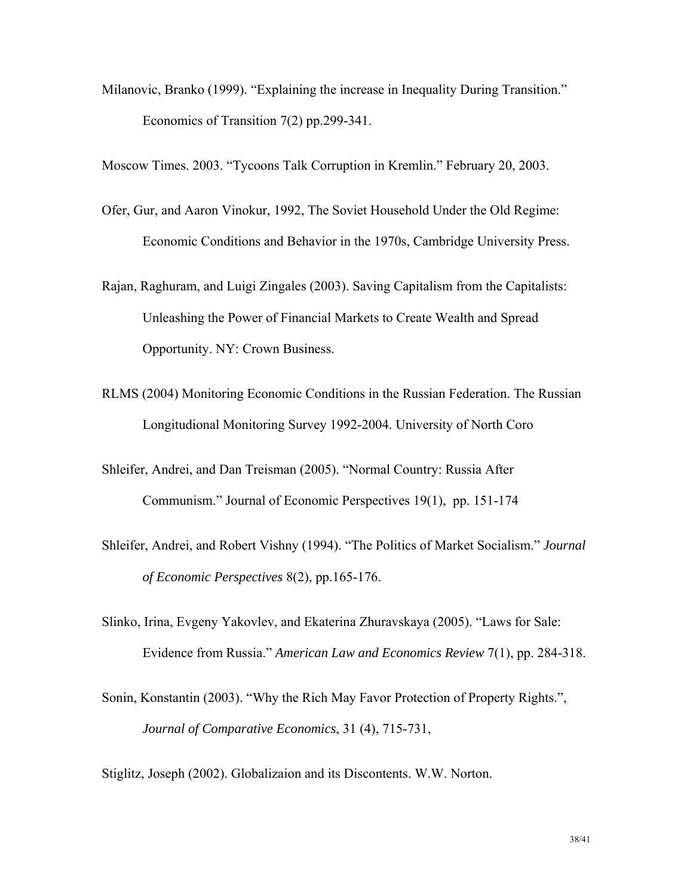Milanovic, Branko (1999). “Explaining the increase in Inequality During Transition.” Economics of Transition 7(2) pp.299-341.

Moscow Times. 2003. “Tycoons Talk Corruption in Kremlin.” February 20, 2003.

Ofer, Gur, and Aaron Vinokur, 1992, The Soviet Household Under the Old Regime: Economic Conditions and Behavior in the 1970s, Cambridge University Press.

Rajan, Raghuram, and Luigi Zingales (2003). Saving Capitalism from the Capitalists: Unleashing the Power of Financial Markets to Create Wealth and Spread Opportunity. NY: Crown Business.

RLMS (2004) Monitoring Economic Conditions in the Russian Federation. The Russian Longitudional Monitoring Survey 1992-2004. University of North Coro

Shleifer, Andrei, and Dan Treisman (2005). “Normal Country: Russia After Communism.” Journal of Economic Perspectives 19(1), pp. 151-174

Shleifer, Andrei, and Robert Vishny (1994). “The Politics of Market Socialism.” *Journal of Economic Perspectives* 8(2), pp.165-176.

Slinko, Irina, Evgeny Yakovlev, and Ekaterina Zhuravskaya (2005). “Laws for Sale: Evidence from Russia.” *American Law and Economics Review* 7(1), pp. 284-318.

Sonin, Konstantin (2003). “Why the Rich May Favor Protection of Property Rights.”, *Journal of Comparative Economics*, 31 (4), 715-731,

Stiglitz, Joseph (2002). Globalizaion and its Discontents. W.W. Norton.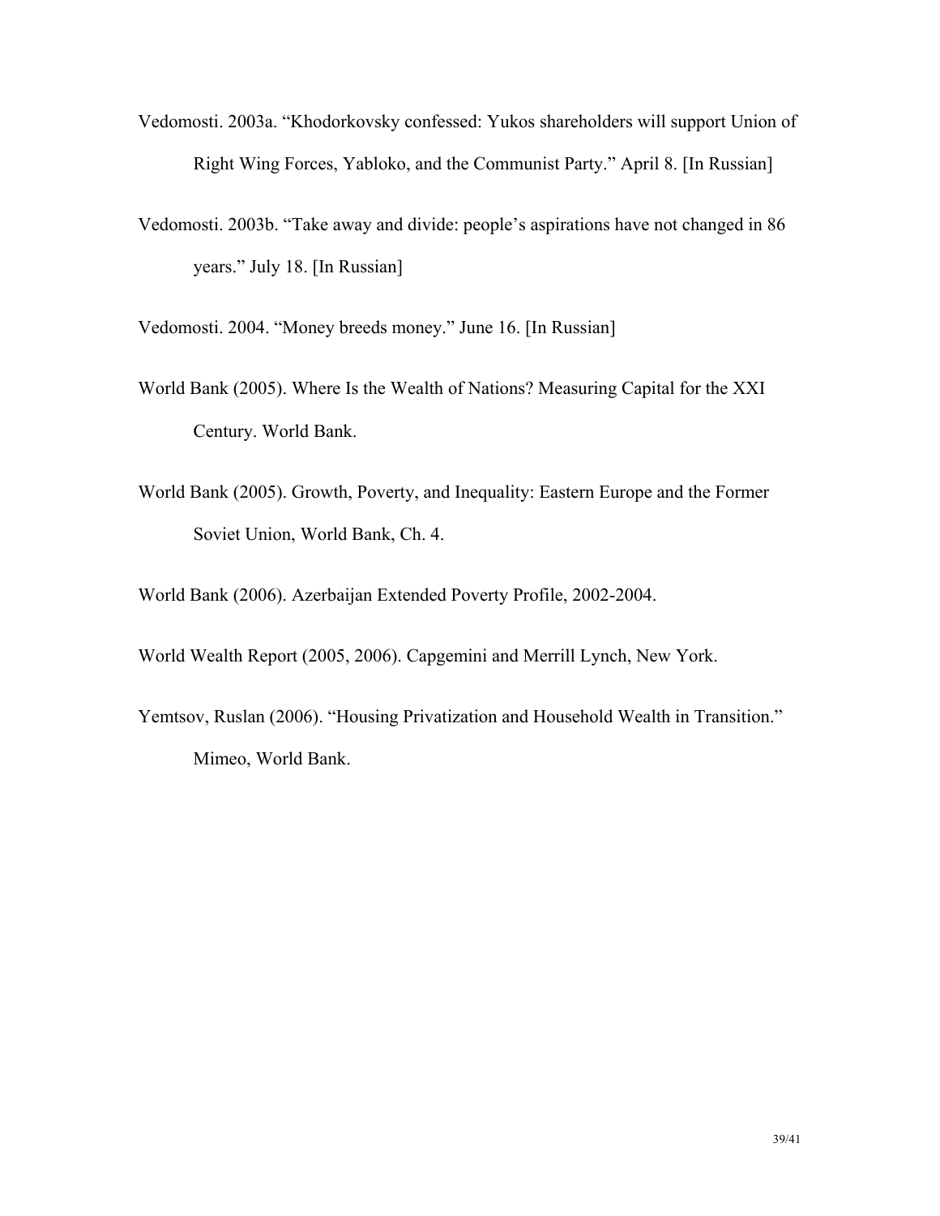Vedomosti. 2003a. “Khodorkovsky confessed: Yukos shareholders will support Union of Right Wing Forces, Yabloko, and the Communist Party.” April 8. [In Russian]

Vedomosti. 2003b. “Take away and divide: people’s aspirations have not changed in 86 years.” July 18. [In Russian]

Vedomosti. 2004. “Money breeds money.” June 16. [In Russian]

World Bank (2005). Where Is the Wealth of Nations? Measuring Capital for the XXI Century. World Bank.

World Bank (2005). Growth, Poverty, and Inequality: Eastern Europe and the Former Soviet Union, World Bank, Ch. 4.

World Bank (2006). Azerbaijan Extended Poverty Profile, 2002-2004.

World Wealth Report (2005, 2006). Capgemini and Merrill Lynch, New York.

Yemtsov, Ruslan (2006). “Housing Privatization and Household Wealth in Transition.” Mimeo, World Bank.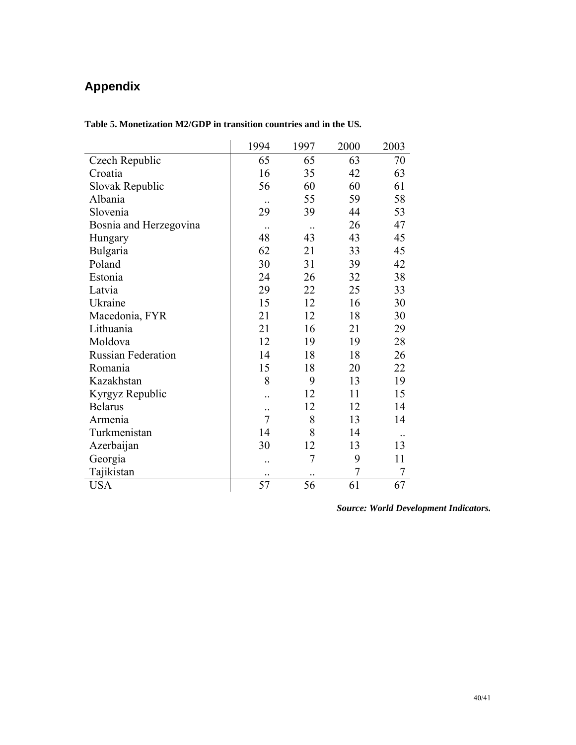# Appendix

**Table 5. Monetization M2/GDP in transition countries and in the US.**

| | 1994 | 1997 | 2000 | 2003 |
|---|---|---|---|---|
| Czech Republic | 65 | 65 | 63 | 70 |
| Croatia | 16 | 35 | 42 | 63 |
| Slovak Republic | 56 | 60 | 60 | 61 |
| Albania | .. | 55 | 59 | 58 |
| Slovenia | 29 | 39 | 44 | 53 |
| Bosnia and Herzegovina | .. | .. | 26 | 47 |
| Hungary | 48 | 43 | 43 | 45 |
| Bulgaria | 62 | 21 | 33 | 45 |
| Poland | 30 | 31 | 39 | 42 |
| Estonia | 24 | 26 | 32 | 38 |
| Latvia | 29 | 22 | 25 | 33 |
| Ukraine | 15 | 12 | 16 | 30 |
| Macedonia, FYR | 21 | 12 | 18 | 30 |
| Lithuania | 21 | 16 | 21 | 29 |
| Moldova | 12 | 19 | 19 | 28 |
| Russian Federation | 14 | 18 | 18 | 26 |
| Romania | 15 | 18 | 20 | 22 |
| Kazakhstan | 8 | 9 | 13 | 19 |
| Kyrgyz Republic | .. | 12 | 11 | 15 |
| Belarus | .. | 12 | 12 | 14 |
| Armenia | 7 | 8 | 13 | 14 |
| Turkmenistan | 14 | 8 | 14 | .. |
| Azerbaijan | 30 | 12 | 13 | 13 |
| Georgia | .. | 7 | 9 | 11 |
| Tajikistan | .. | .. | 7 | 7 |
| USA | 57 | 56 | 61 | 67 |

***Source: World Development Indicators.***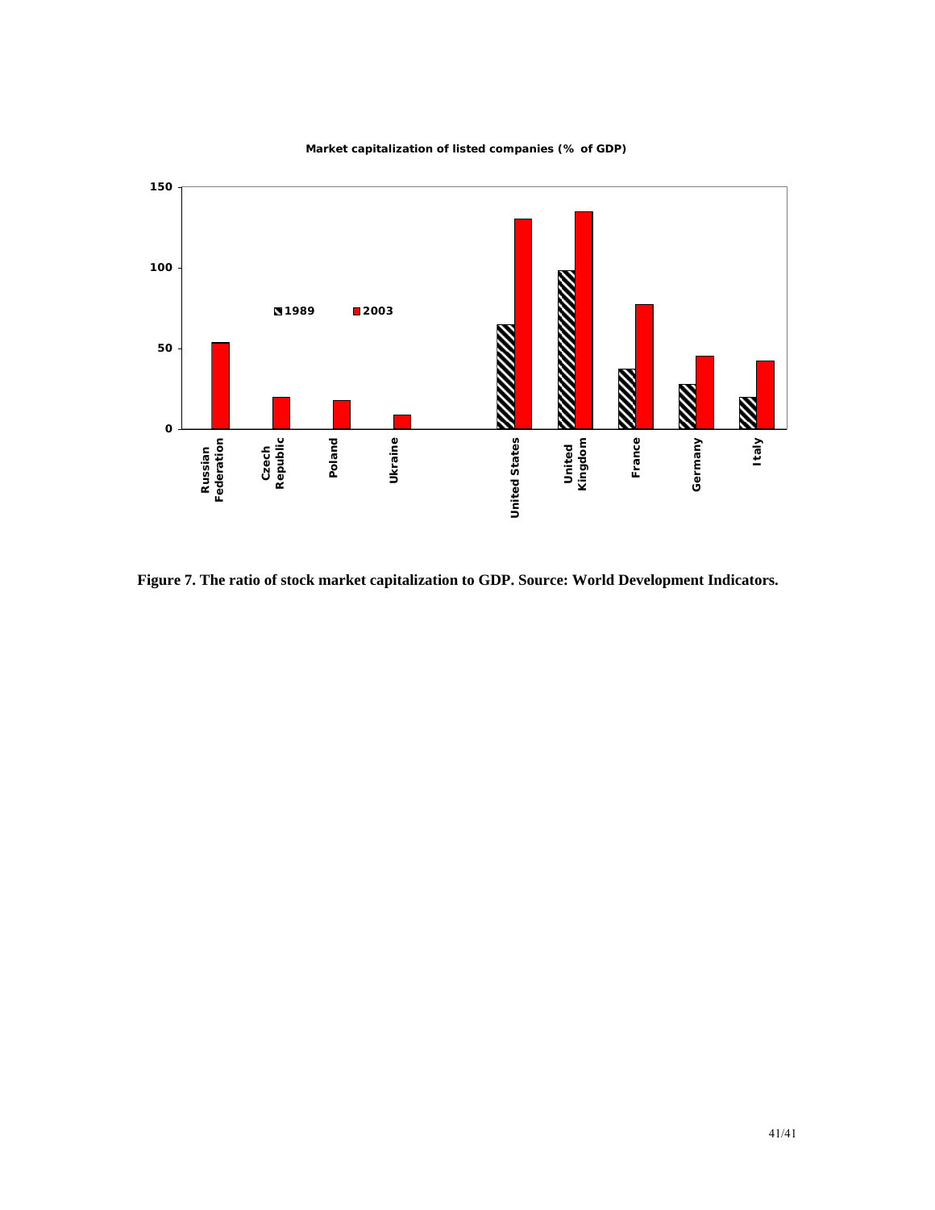Market capitalization of listed companies (% of GDP)

150

100

50

0

1989

2003

Russian Federation

Czech Republic

Poland

Ukraine

United States

United Kingdom

France

Germany

Italy

**Figure 7. The ratio of stock market capitalization to GDP. Source: World Development Indicators.**